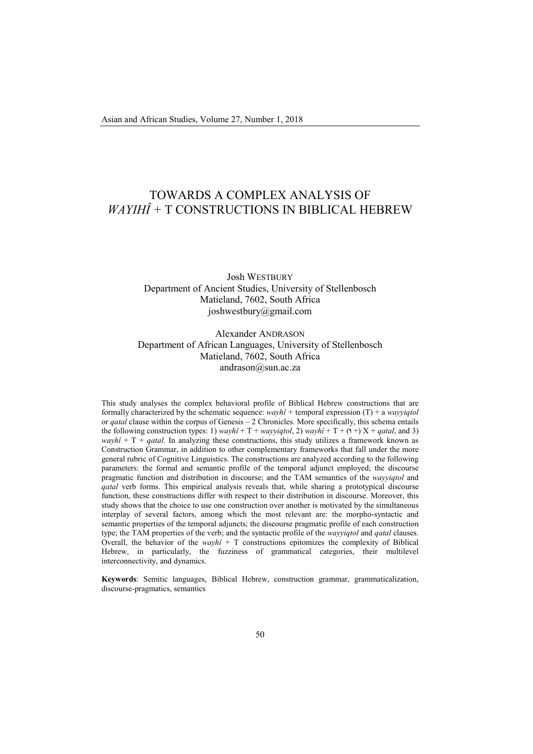# TOWARDS A COMPLEX ANALYSIS OF *WAYIHÎ* + T CONSTRUCTIONS IN BIBLICAL HEBREW

Josh WESTBURY
Department of Ancient Studies, University of Stellenbosch
Matieland, 7602, South Africa
joshwestbury@gmail.com

Alexander ANDRASON
Department of African Languages, University of Stellenbosch
Matieland, 7602, South Africa
andrason@sun.ac.za

This study analyses the complex behavioral profile of Biblical Hebrew constructions that are formally characterized by the schematic sequence: *wayhî* + temporal expression (T) + a *wayyiqtol* or *qatal* clause within the corpus of Genesis – 2 Chronicles. More specifically, this schema entails the following construction types: 1) *wayhî* + T + *wayyiqtol*, 2) *wayhî* + T + (ו +) X + *qatal*, and 3) *wayhî* + T + *qatal*. In analyzing these constructions, this study utilizes a framework known as Construction Grammar, in addition to other complementary frameworks that fall under the more general rubric of Cognitive Linguistics. The constructions are analyzed according to the following parameters: the formal and semantic profile of the temporal adjunct employed; the discourse pragmatic function and distribution in discourse; and the TAM semantics of the *wayyiqtol* and *qatal* verb forms. This empirical analysis reveals that, while sharing a prototypical discourse function, these constructions differ with respect to their distribution in discourse. Moreover, this study shows that the choice to use one construction over another is motivated by the simultaneous interplay of several factors, among which the most relevant are: the morpho-syntactic and semantic properties of the temporal adjuncts; the discourse pragmatic profile of each construction type; the TAM properties of the verb; and the syntactic profile of the *wayyiqtol* and *qatal* clauses. Overall, the behavior of the *wayhî* + T constructions epitomizes the complexity of Biblical Hebrew, in particularly, the fuzziness of grammatical categories, their multilevel interconnectivity, and dynamics.

**Keywords**: Semitic languages, Biblical Hebrew, construction grammar, grammaticalization, discourse-pragmatics, semantics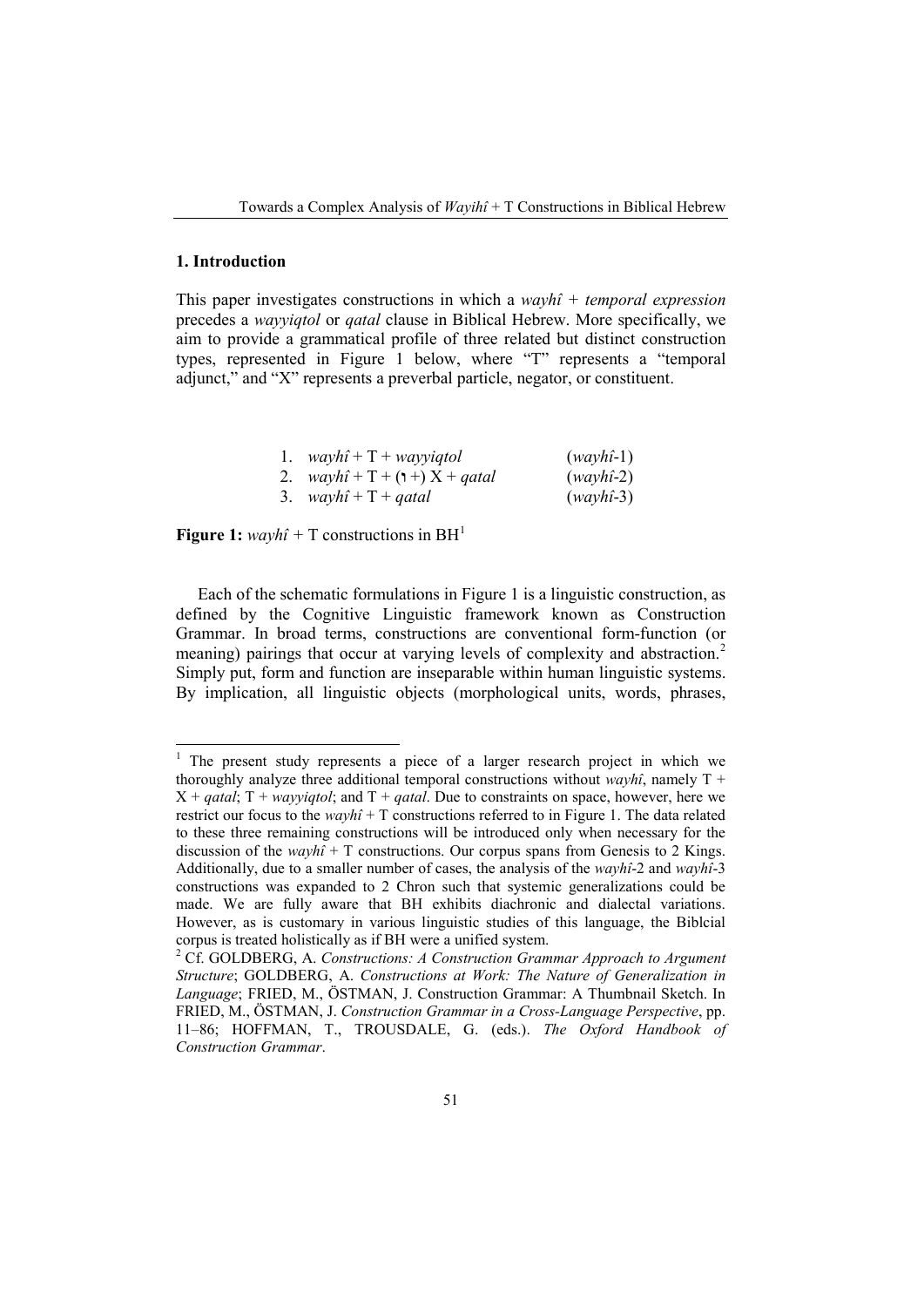## 1. Introduction

This paper investigates constructions in which a *wayhî + temporal expression* precedes a *wayyiqtol* or *qatal* clause in Biblical Hebrew. More specifically, we aim to provide a grammatical profile of three related but distinct construction types, represented in Figure 1 below, where "T" represents a "temporal adjunct," and "X" represents a preverbal particle, negator, or constituent.

1. *wayhî* + T + *wayyiqtol* (*wayhî*-1)
2. *wayhî* + T + (ו +) X + *qatal* (*wayhî*-2)
3. *wayhî* + T + *qatal* (*wayhî*-3)

**Figure 1:** *wayhî* + T constructions in BH[1]

Each of the schematic formulations in Figure 1 is a linguistic construction, as defined by the Cognitive Linguistic framework known as Construction Grammar. In broad terms, constructions are conventional form-function (or meaning) pairings that occur at varying levels of complexity and abstraction.[2] Simply put, form and function are inseparable within human linguistic systems. By implication, all linguistic objects (morphological units, words, phrases,

---

[1] The present study represents a piece of a larger research project in which we thoroughly analyze three additional temporal constructions without *wayhî*, namely T + X + *qatal*; T + *wayyiqtol*; and T + *qatal*. Due to constraints on space, however, here we restrict our focus to the *wayhî* + T constructions referred to in Figure 1. The data related to these three remaining constructions will be introduced only when necessary for the discussion of the *wayhî* + T constructions. Our corpus spans from Genesis to 2 Kings. Additionally, due to a smaller number of cases, the analysis of the *wayhî*-2 and *wayhî*-3 constructions was expanded to 2 Chron such that systemic generalizations could be made. We are fully aware that BH exhibits diachronic and dialectal variations. However, as is customary in various linguistic studies of this language, the Biblcial corpus is treated holistically as if BH were a unified system.

[2] Cf. GOLDBERG, A. *Constructions: A Construction Grammar Approach to Argument Structure*; GOLDBERG, A. *Constructions at Work: The Nature of Generalization in Language*; FRIED, M., ÖSTMAN, J. Construction Grammar: A Thumbnail Sketch. In FRIED, M., ÖSTMAN, J. *Construction Grammar in a Cross-Language Perspective*, pp. 11–86; HOFFMAN, T., TROUSDALE, G. (eds.). *The Oxford Handbook of Construction Grammar*.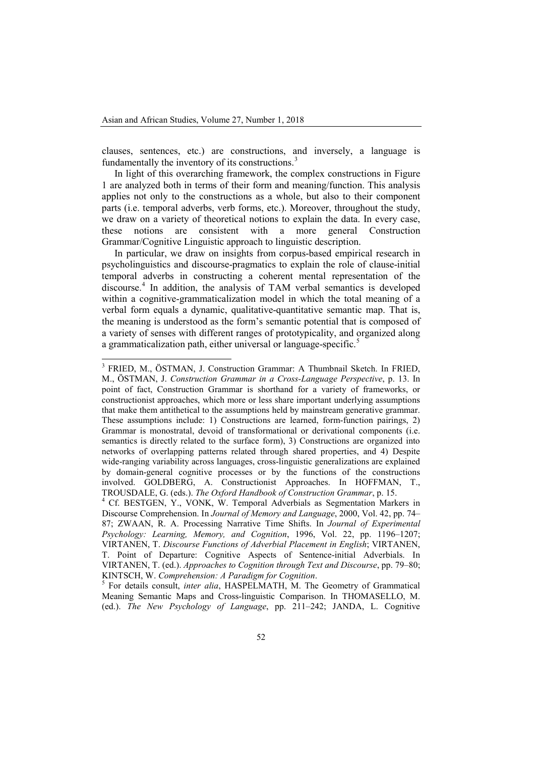clauses, sentences, etc.) are constructions, and inversely, a language is fundamentally the inventory of its constructions.[3]

In light of this overarching framework, the complex constructions in Figure 1 are analyzed both in terms of their form and meaning/function. This analysis applies not only to the constructions as a whole, but also to their component parts (i.e. temporal adverbs, verb forms, etc.). Moreover, throughout the study, we draw on a variety of theoretical notions to explain the data. In every case, these notions are consistent with a more general Construction Grammar/Cognitive Linguistic approach to linguistic description.

In particular, we draw on insights from corpus-based empirical research in psycholinguistics and discourse-pragmatics to explain the role of clause-initial temporal adverbs in constructing a coherent mental representation of the discourse.[4] In addition, the analysis of TAM verbal semantics is developed within a cognitive-grammaticalization model in which the total meaning of a verbal form equals a dynamic, qualitative-quantitative semantic map. That is, the meaning is understood as the form's semantic potential that is composed of a variety of senses with different ranges of prototypicality, and organized along a grammaticalization path, either universal or language-specific.[5]

---

[3] FRIED, M., ÖSTMAN, J. Construction Grammar: A Thumbnail Sketch. In FRIED, M., ÖSTMAN, J. *Construction Grammar in a Cross-Language Perspective*, p. 13. In point of fact, Construction Grammar is shorthand for a variety of frameworks, or constructionist approaches, which more or less share important underlying assumptions that make them antithetical to the assumptions held by mainstream generative grammar. These assumptions include: 1) Constructions are learned, form-function pairings, 2) Grammar is monostratal, devoid of transformational or derivational components (i.e. semantics is directly related to the surface form), 3) Constructions are organized into networks of overlapping patterns related through shared properties, and 4) Despite wide-ranging variability across languages, cross-linguistic generalizations are explained by domain-general cognitive processes or by the functions of the constructions involved. GOLDBERG, A. Constructionist Approaches. In HOFFMAN, T., TROUSDALE, G. (eds.). *The Oxford Handbook of Construction Grammar*, p. 15.

[4] Cf. BESTGEN, Y., VONK, W. Temporal Adverbials as Segmentation Markers in Discourse Comprehension. In *Journal of Memory and Language*, 2000, Vol. 42, pp. 74–87; ZWAAN, R. A. Processing Narrative Time Shifts. In *Journal of Experimental Psychology: Learning, Memory, and Cognition*, 1996, Vol. 22, pp. 1196–1207; VIRTANEN, T. *Discourse Functions of Adverbial Placement in English*; VIRTANEN, T. Point of Departure: Cognitive Aspects of Sentence-initial Adverbials. In VIRTANEN, T. (ed.). *Approaches to Cognition through Text and Discourse*, pp. 79–80; KINTSCH, W. *Comprehension: A Paradigm for Cognition*.

[5] For details consult, *inter alia*, HASPELMATH, M. The Geometry of Grammatical Meaning Semantic Maps and Cross-linguistic Comparison. In THOMASELLO, M. (ed.). *The New Psychology of Language*, pp. 211–242; JANDA, L. Cognitive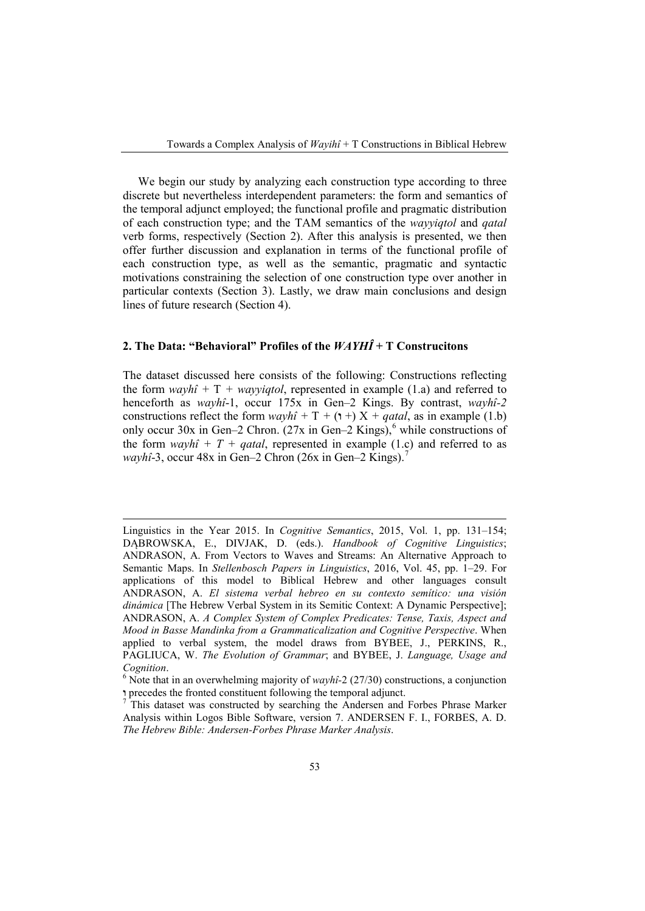We begin our study by analyzing each construction type according to three discrete but nevertheless interdependent parameters: the form and semantics of the temporal adjunct employed; the functional profile and pragmatic distribution of each construction type; and the TAM semantics of the *wayyiqtol* and *qatal* verb forms, respectively (Section 2). After this analysis is presented, we then offer further discussion and explanation in terms of the functional profile of each construction type, as well as the semantic, pragmatic and syntactic motivations constraining the selection of one construction type over another in particular contexts (Section 3). Lastly, we draw main conclusions and design lines of future research (Section 4).

## 2. The Data: "Behavioral" Profiles of the *WAYHÎ* + T Construcitons

The dataset discussed here consists of the following: Constructions reflecting the form *wayhî* + T + *wayyiqtol*, represented in example (1.a) and referred to henceforth as *wayhî*-1, occur 175x in Gen–2 Kings. By contrast, *wayhî-2* constructions reflect the form *wayhî* + T + (ְו +) X + *qatal*, as in example (1.b) only occur 30x in Gen–2 Chron. (27x in Gen–2 Kings),[6] while constructions of the form *wayhî + T + qatal*, represented in example (1.c) and referred to as *wayhî*-3, occur 48x in Gen–2 Chron (26x in Gen–2 Kings).[7]

---

Linguistics in the Year 2015. In *Cognitive Semantics*, 2015, Vol. 1, pp. 131–154; DĄBROWSKA, E., DIVJAK, D. (eds.). *Handbook of Cognitive Linguistics*; ANDRASON, A. From Vectors to Waves and Streams: An Alternative Approach to Semantic Maps. In *Stellenbosch Papers in Linguistics*, 2016, Vol. 45, pp. 1–29. For applications of this model to Biblical Hebrew and other languages consult ANDRASON, A. *El sistema verbal hebreo en su contexto semítico: una visión dinámica* [The Hebrew Verbal System in its Semitic Context: A Dynamic Perspective]; ANDRASON, A. *A Complex System of Complex Predicates: Tense, Taxis, Aspect and Mood in Basse Mandinka from a Grammaticalization and Cognitive Perspective*. When applied to verbal system, the model draws from BYBEE, J., PERKINS, R., PAGLIUCA, W. *The Evolution of Grammar*; and BYBEE, J. *Language, Usage and Cognition*.

[6] Note that in an overwhelming majority of *wayhî*-2 (27/30) constructions, a conjunction ְו precedes the fronted constituent following the temporal adjunct.

[7] This dataset was constructed by searching the Andersen and Forbes Phrase Marker Analysis within Logos Bible Software, version 7. ANDERSEN F. I., FORBES, A. D. *The Hebrew Bible: Andersen-Forbes Phrase Marker Analysis*.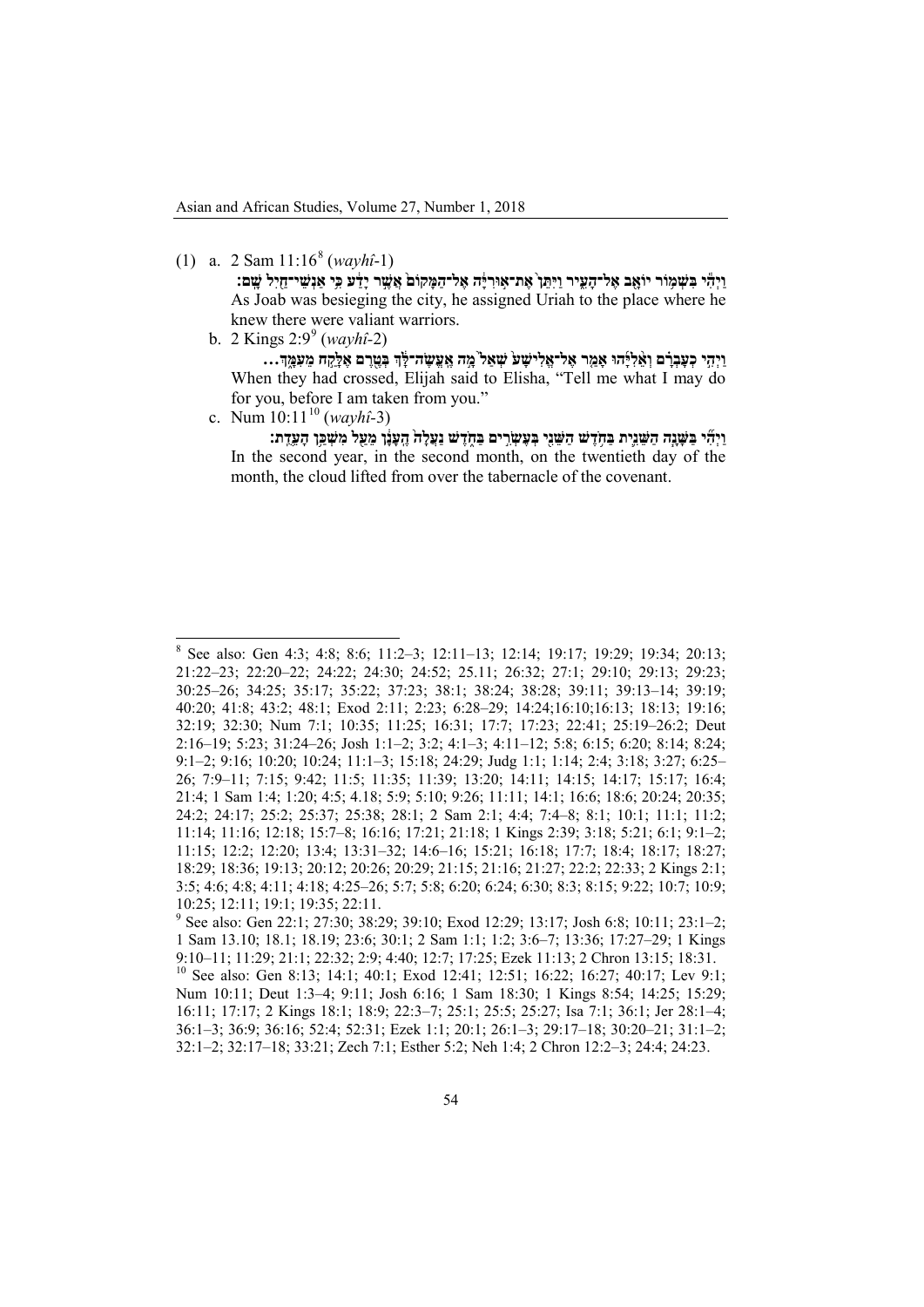(1) a. 2 Sam 11:16[8] (*wayhî*-1)

וַיְהִ֕י בִּשְׁמ֥וֹר יוֹאָ֖ב אֶל־הָעִ֑יר וַיִּתֵּן֙ אֶת־אֽוּרִיָּ֔ה אֶל־הַמָּקוֹם֙ אֲשֶׁ֣ר יָדַ֔ע כִּ֥י אַנְשֵׁי־חַ֖יִל שָֽׁם׃

As Joab was besieging the city, he assigned Uriah to the place where he knew there were valiant warriors.

b. 2 Kings 2:9[9] (*wayhî*-2)

וַיְהִ֣י כְעָבְרָ֗ם וְאֵ֨לִיָּ֜הוּ אָמַ֤ר אֶל־אֱלִישָׁע֙ שְׁאַל֙ מָ֣ה אֶֽעֱשֶׂה־לָּ֔ךְ בְּטֶ֖רֶם אֶלָּקַ֣ח מֵעִמָּ֑ךְ...

When they had crossed, Elijah said to Elisha, "Tell me what I may do for you, before I am taken from you."

c. Num 10:11[10] (*wayhî*-3)

וַיְהִ֞י בַּשָּׁנָ֧ה הַשֵּׁנִ֛ית בַּחֹ֥דֶשׁ הַשֵּׁנִ֖י בְּעֶשְׂרִ֣ים בַּחֹ֑דֶשׁ נַעֲלָה֙ הֶֽעָנָ֔ן מֵעַ֖ל מִשְׁכַּ֥ן הָעֵדֻֽת׃

In the second year, in the second month, on the twentieth day of the month, the cloud lifted from over the tabernacle of the covenant.

---

[8] See also: Gen 4:3; 4:8; 8:6; 11:2–3; 12:11–13; 12:14; 19:17; 19:29; 19:34; 20:13; 21:22–23; 22:20–22; 24:22; 24:30; 24:52; 25.11; 26:32; 27:1; 29:10; 29:13; 29:23; 30:25–26; 34:25; 35:17; 35:22; 37:23; 38:1; 38:24; 38:28; 39:11; 39:13–14; 39:19; 40:20; 41:8; 43:2; 48:1; Exod 2:11; 2:23; 6:28–29; 14:24;16:10;16:13; 18:13; 19:16; 32:19; 32:30; Num 7:1; 10:35; 11:25; 16:31; 17:7; 17:23; 22:41; 25:19–26:2; Deut 2:16–19; 5:23; 31:24–26; Josh 1:1–2; 3:2; 4:1–3; 4:11–12; 5:8; 6:15; 6:20; 8:14; 8:24; 9:1–2; 9:16; 10:20; 10:24; 11:1–3; 15:18; 24:29; Judg 1:1; 1:14; 2:4; 3:18; 3:27; 6:25–26; 7:9–11; 7:15; 9:42; 11:5; 11:35; 11:39; 13:20; 14:11; 14:15; 14:17; 15:17; 16:4; 21:4; 1 Sam 1:4; 1:20; 4:5; 4.18; 5:9; 5:10; 9:26; 11:11; 14:1; 16:6; 18:6; 20:24; 20:35; 24:2; 24:17; 25:2; 25:37; 25:38; 28:1; 2 Sam 2:1; 4:4; 7:4–8; 8:1; 10:1; 11:1; 11:2; 11:14; 11:16; 12:18; 15:7–8; 16:16; 17:21; 21:18; 1 Kings 2:39; 3:18; 5:21; 6:1; 9:1–2; 11:15; 12:2; 12:20; 13:4; 13:31–32; 14:6–16; 15:21; 16:18; 17:7; 18:4; 18:17; 18:27; 18:29; 18:36; 19:13; 20:12; 20:26; 20:29; 21:15; 21:16; 21:27; 22:2; 22:33; 2 Kings 2:1; 3:5; 4:6; 4:8; 4:11; 4:18; 4:25–26; 5:7; 5:8; 6:20; 6:24; 6:30; 8:3; 8:15; 9:22; 10:7; 10:9; 10:25; 12:11; 19:1; 19:35; 22:11.

[9] See also: Gen 22:1; 27:30; 38:29; 39:10; Exod 12:29; 13:17; Josh 6:8; 10:11; 23:1–2; 1 Sam 13.10; 18.1; 18.19; 23:6; 30:1; 2 Sam 1:1; 1:2; 3:6–7; 13:36; 17:27–29; 1 Kings 9:10–11; 11:29; 21:1; 22:32; 2:9; 4:40; 12:7; 17:25; Ezek 11:13; 2 Chron 13:15; 18:31.

[10] See also: Gen 8:13; 14:1; 40:1; Exod 12:41; 12:51; 16:22; 16:27; 40:17; Lev 9:1; Num 10:11; Deut 1:3–4; 9:11; Josh 6:16; 1 Sam 18:30; 1 Kings 8:54; 14:25; 15:29; 16:11; 17:17; 2 Kings 18:1; 18:9; 22:3–7; 25:1; 25:5; 25:27; Isa 7:1; 36:1; Jer 28:1–4; 36:1–3; 36:9; 36:16; 52:4; 52:31; Ezek 1:1; 20:1; 26:1–3; 29:17–18; 30:20–21; 31:1–2; 32:1–2; 32:17–18; 33:21; Zech 7:1; Esther 5:2; Neh 1:4; 2 Chron 12:2–3; 24:4; 24:23.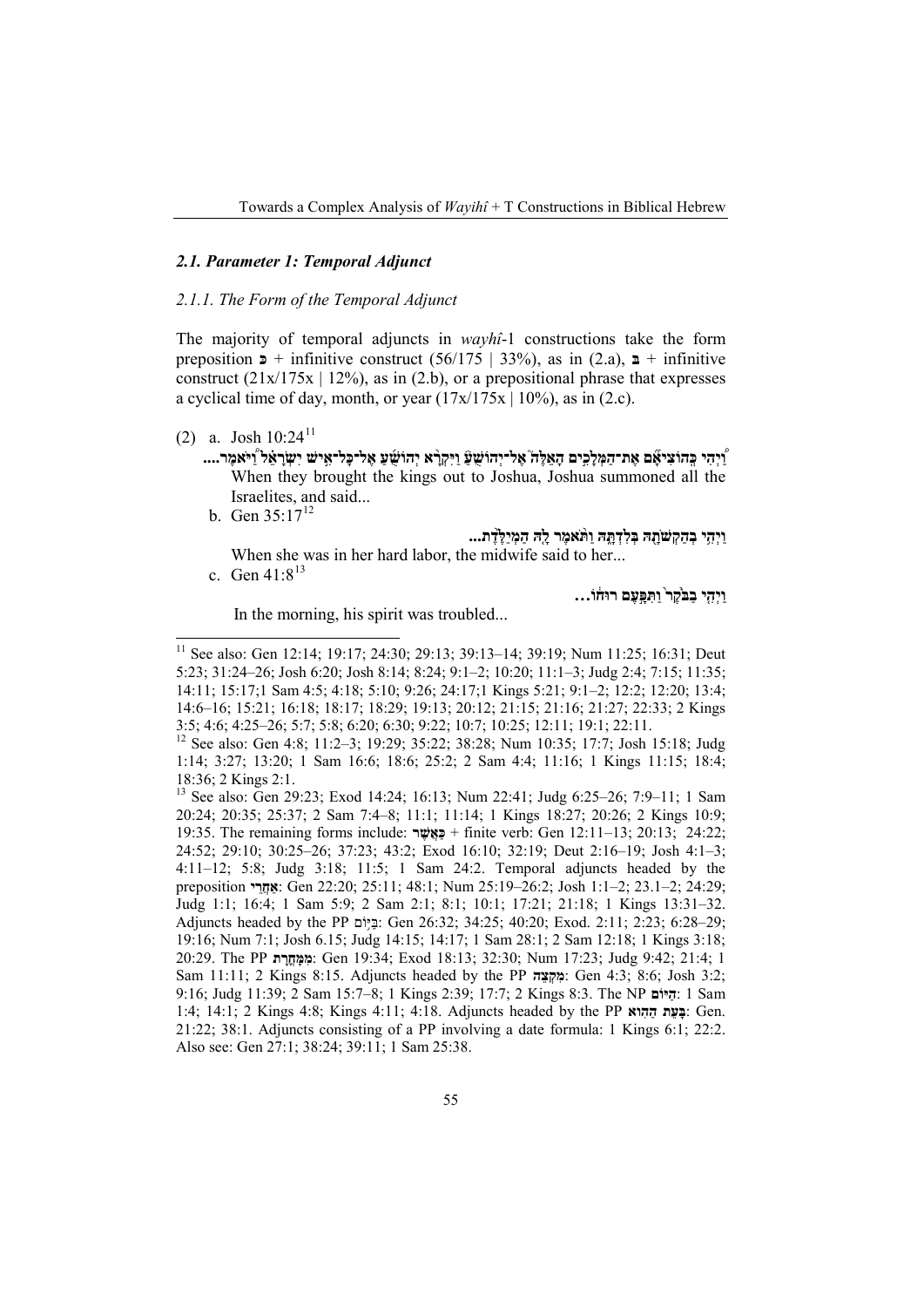### *2.1. Parameter 1: Temporal Adjunct*

#### *2.1.1. The Form of the Temporal Adjunct*

The majority of temporal adjuncts in *wayhî*-1 constructions take the form preposition **כּ** + infinitive construct (56/175 | 33%), as in (2.a), **בּ** + infinitive construct (21x/175x | 12%), as in (2.b), or a prepositional phrase that expresses a cyclical time of day, month, or year (17x/175x | 10%), as in (2.c).

(2) a. Josh 10:24[11]

**וַיְהִי כְּהוֹצִיאָם אֶת־הַמְּלָכִים הָאֵלֶּה אֶל־יְהוֹשֻׁעַ וַיִּקְרָא יְהוֹשֻׁעַ אֶל־כָּל־אִישׁ יִשְׂרָאֵל וַיֹּאמֶר....**

When they brought the kings out to Joshua, Joshua summoned all the Israelites, and said...

b. Gen 35:17[12]

**וַיְהִי בְהַקְשֹׁתָהּ בְּלִדְתָּהּ וַתֹּאמֶר לָהּ הַמְיַלֶּדֶת...**

When she was in her hard labor, the midwife said to her...

c. Gen 41:8[13]

**וַיְהִי בַבֹּקֶר וַתִּפָּעֶם רוּחוֹ...**

In the morning, his spirit was troubled...

---

[11] See also: Gen 12:14; 19:17; 24:30; 29:13; 39:13–14; 39:19; Num 11:25; 16:31; Deut 5:23; 31:24–26; Josh 6:20; Josh 8:14; 8:24; 9:1–2; 10:20; 11:1–3; Judg 2:4; 7:15; 11:35; 14:11; 15:17;1 Sam 4:5; 4:18; 5:10; 9:26; 24:17;1 Kings 5:21; 9:1–2; 12:2; 12:20; 13:4; 14:6–16; 15:21; 16:18; 18:17; 18:29; 19:13; 20:12; 21:15; 21:16; 21:27; 22:33; 2 Kings 3:5; 4:6; 4:25–26; 5:7; 5:8; 6:20; 6:30; 9:22; 10:7; 10:25; 12:11; 19:1; 22:11.

[12] See also: Gen 4:8; 11:2–3; 19:29; 35:22; 38:28; Num 10:35; 17:7; Josh 15:18; Judg 1:14; 3:27; 13:20; 1 Sam 16:6; 18:6; 25:2; 2 Sam 4:4; 11:16; 1 Kings 11:15; 18:4; 18:36; 2 Kings 2:1.

[13] See also: Gen 29:23; Exod 14:24; 16:13; Num 22:41; Judg 6:25–26; 7:9–11; 1 Sam 20:24; 20:35; 25:37; 2 Sam 7:4–8; 11:1; 11:14; 1 Kings 18:27; 20:26; 2 Kings 10:9; 19:35. The remaining forms include: **כַּאֲשֶׁר** + finite verb: Gen 12:11–13; 20:13; 24:22; 24:52; 29:10; 30:25–26; 37:23; 43:2; Exod 16:10; 32:19; Deut 2:16–19; Josh 4:1–3; 4:11–12; 5:8; Judg 3:18; 11:5; 1 Sam 24:2. Temporal adjuncts headed by the preposition **אַחֲרֵי**: Gen 22:20; 25:11; 48:1; Num 25:19–26:2; Josh 1:1–2; 23.1–2; 24:29; Judg 1:1; 16:4; 1 Sam 5:9; 2 Sam 2:1; 8:1; 10:1; 17:21; 21:18; 1 Kings 13:31–32. Adjuncts headed by the PP **בַּיּוֹם**: Gen 26:32; 34:25; 40:20; Exod. 2:11; 2:23; 6:28–29; 19:16; Num 7:1; Josh 6.15; Judg 14:15; 14:17; 1 Sam 28:1; 2 Sam 12:18; 1 Kings 3:18; 20:29. The PP **מִמָּחֳרָת**: Gen 19:34; Exod 18:13; 32:30; Num 17:23; Judg 9:42; 21:4; 1 Sam 11:11; 2 Kings 8:15. Adjuncts headed by the PP **מִקֵּצָה**: Gen 4:3; 8:6; Josh 3:2; 9:16; Judg 11:39; 2 Sam 15:7–8; 1 Kings 2:39; 17:7; 2 Kings 8:3. The NP **הַיּוֹם**: 1 Sam 1:4; 14:1; 2 Kings 4:8; Kings 4:11; 4:18. Adjuncts headed by the PP **בָּעֵת הַהִוא**: Gen. 21:22; 38:1. Adjuncts consisting of a PP involving a date formula: 1 Kings 6:1; 22:2. Also see: Gen 27:1; 38:24; 39:11; 1 Sam 25:38.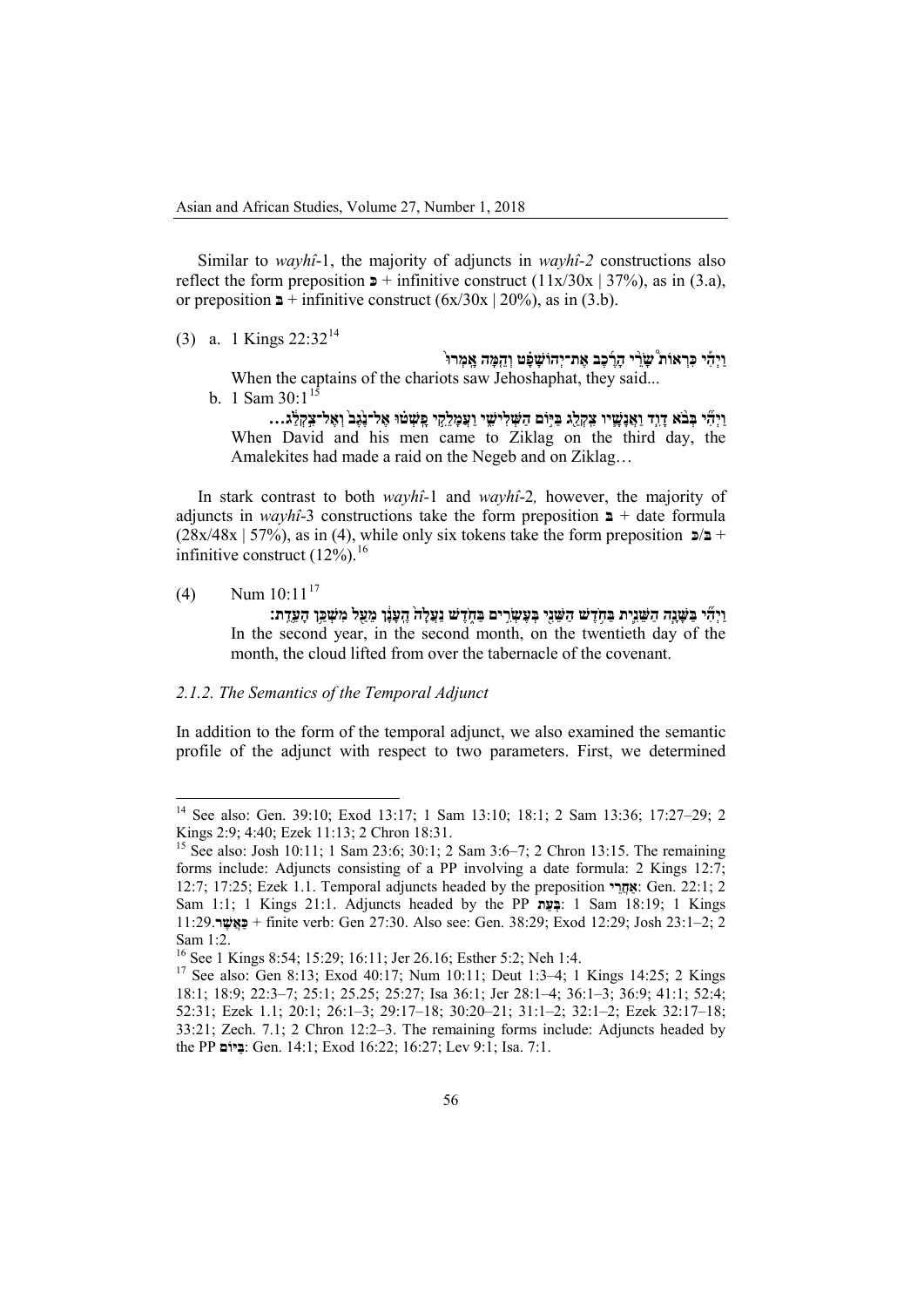Similar to *wayhî*-1, the majority of adjuncts in *wayhî-2* constructions also reflect the form preposition כ + infinitive construct (11x/30x | 37%), as in (3.a), or preposition ב + infinitive construct (6x/30x | 20%), as in (3.b).

(3) a. 1 Kings 22:32[14]

וַיְהִ֡י כִּרְא֣וֹת שָׂרֵ֣י הָרֶ֠כֶב אֶת־יְהוֹשָׁפָ֨ט וְהֵ֤מָּה אָמְרוּ֙

When the captains of the chariots saw Jehoshaphat, they said...

b. 1 Sam 30:1[15]

וַיְהִ֞י בְּבֹ֨א דָוִ֧ד וַאֲנָשָׁ֛יו צִֽקְלַ֖ג בַּיּ֣וֹם הַשְּׁלִישִׁ֑י וַעֲמָֽלֵקִ֣י פָֽשְׁט֗וּ אֶל־נֶ֙גֶב֙ וְאֶל־צִ֣קְלַ֔ג...

When David and his men came to Ziklag on the third day, the Amalekites had made a raid on the Negeb and on Ziklag…

In stark contrast to both *wayhî*-1 and *wayhî*-2*,* however, the majority of adjuncts in *wayhî*-3 constructions take the form preposition ב + date formula (28x/48x | 57%), as in (4), while only six tokens take the form preposition ב/כ + infinitive construct (12%).[16]

(4) Num 10:11[17]

וַֽיְהִ֞י בַּשָּׁנָ֧ה הַשֵּׁנִ֛ית בַּחֹ֥דֶשׁ הַשֵּׁנִ֖י בְּעֶשְׂרִ֣ים בַּחֹ֑דֶשׁ נַעֲלָה֙ הֶֽעָנָ֔ן מֵעַ֖ל מִשְׁכַּ֥ן הָעֵדֻֽת׃

In the second year, in the second month, on the twentieth day of the month, the cloud lifted from over the tabernacle of the covenant.

### *2.1.2. The Semantics of the Temporal Adjunct*

In addition to the form of the temporal adjunct, we also examined the semantic profile of the adjunct with respect to two parameters. First, we determined

---

[14] See also: Gen. 39:10; Exod 13:17; 1 Sam 13:10; 18:1; 2 Sam 13:36; 17:27–29; 2 Kings 2:9; 4:40; Ezek 11:13; 2 Chron 18:31.

[15] See also: Josh 10:11; 1 Sam 23:6; 30:1; 2 Sam 3:6–7; 2 Chron 13:15. The remaining forms include: Adjuncts consisting of a PP involving a date formula: 2 Kings 12:7; 12:7; 17:25; Ezek 1.1. Temporal adjuncts headed by the preposition **אַחַר֙**: Gen. 22:1; 2 Sam 1:1; 1 Kings 21:1. Adjuncts headed by the PP **בְּעֵת**: 1 Sam 18:19; 1 Kings 11:29.**כַּאֲשֶׁר** + finite verb: Gen 27:30. Also see: Gen. 38:29; Exod 12:29; Josh 23:1–2; 2 Sam 1:2.

[16] See 1 Kings 8:54; 15:29; 16:11; Jer 26.16; Esther 5:2; Neh 1:4.

[17] See also: Gen 8:13; Exod 40:17; Num 10:11; Deut 1:3–4; 1 Kings 14:25; 2 Kings 18:1; 18:9; 22:3–7; 25:1; 25.25; 25:27; Isa 36:1; Jer 28:1–4; 36:1–3; 36:9; 41:1; 52:4; 52:31; Ezek 1.1; 20:1; 26:1–3; 29:17–18; 30:20–21; 31:1–2; 32:1–2; Ezek 32:17–18; 33:21; Zech. 7.1; 2 Chron 12:2–3. The remaining forms include: Adjuncts headed by the PP **בַּיּוֹם**: Gen. 14:1; Exod 16:22; 16:27; Lev 9:1; Isa. 7:1.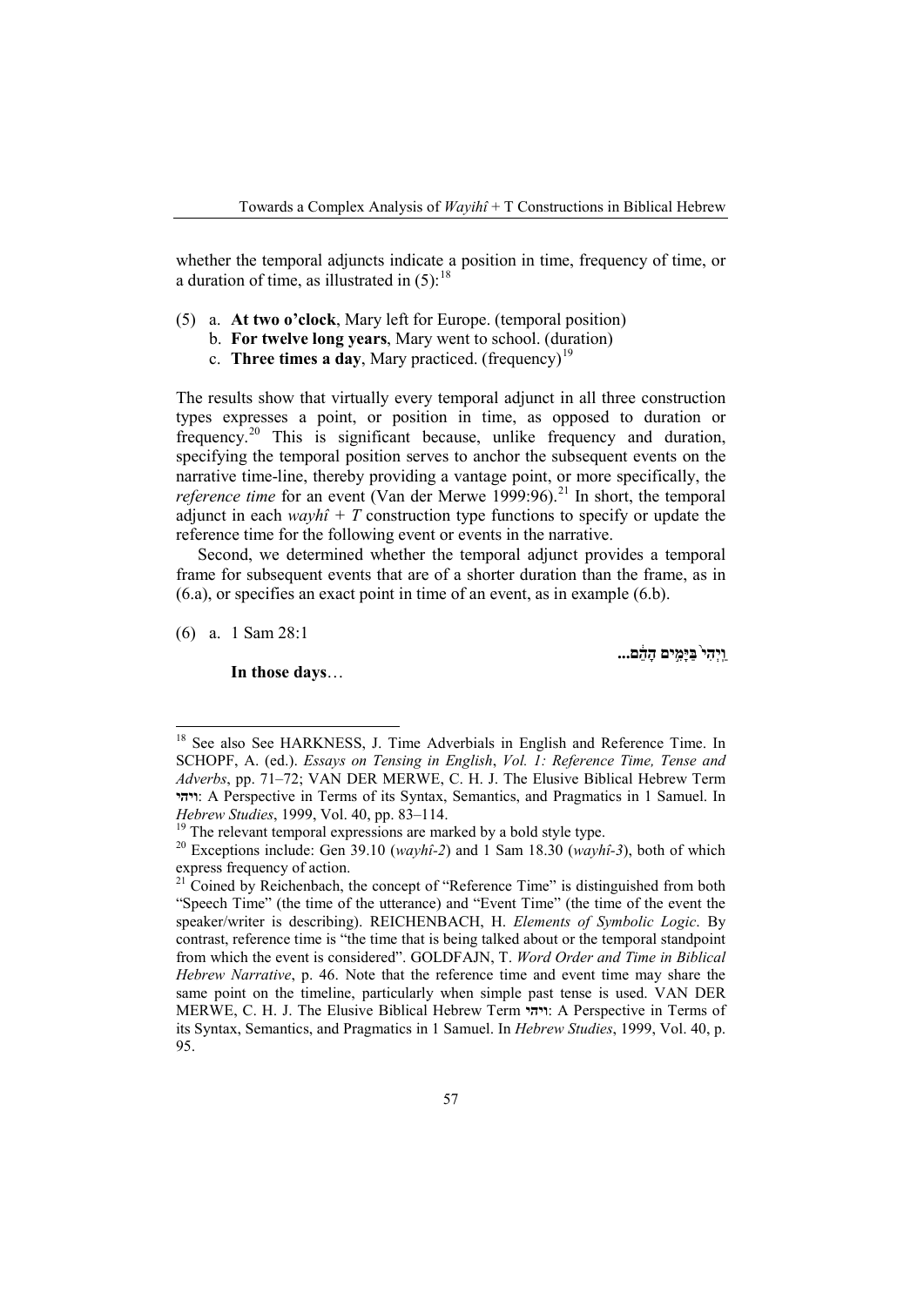whether the temporal adjuncts indicate a position in time, frequency of time, or a duration of time, as illustrated in (5):[18]

(5) a. **At two o'clock**, Mary left for Europe. (temporal position)
    b. **For twelve long years**, Mary went to school. (duration)
    c. **Three times a day**, Mary practiced. (frequency)[19]

The results show that virtually every temporal adjunct in all three construction types expresses a point, or position in time, as opposed to duration or frequency.[20] This is significant because, unlike frequency and duration, specifying the temporal position serves to anchor the subsequent events on the narrative time-line, thereby providing a vantage point, or more specifically, the *reference time* for an event (Van der Merwe 1999:96).[21] In short, the temporal adjunct in each *wayhî + T* construction type functions to specify or update the reference time for the following event or events in the narrative.

Second, we determined whether the temporal adjunct provides a temporal frame for subsequent events that are of a shorter duration than the frame, as in (6.a), or specifies an exact point in time of an event, as in example (6.b).

(6) a. 1 Sam 28:1

**וַיְהִי֙ בַּיָּמִ֣ים הָהֵ֔ם...**

**In those days**…

---

[18] See also See HARKNESS, J. Time Adverbials in English and Reference Time. In SCHOPF, A. (ed.). *Essays on Tensing in English*, *Vol. 1: Reference Time, Tense and Adverbs*, pp. 71–72; VAN DER MERWE, C. H. J. The Elusive Biblical Hebrew Term **ויהי**: A Perspective in Terms of its Syntax, Semantics, and Pragmatics in 1 Samuel. In *Hebrew Studies*, 1999, Vol. 40, pp. 83–114.

[19] The relevant temporal expressions are marked by a bold style type.

[20] Exceptions include: Gen 39.10 (*wayhî-2*) and 1 Sam 18.30 (*wayhî-3*), both of which express frequency of action.

[21] Coined by Reichenbach, the concept of "Reference Time" is distinguished from both "Speech Time" (the time of the utterance) and "Event Time" (the time of the event the speaker/writer is describing). REICHENBACH, H. *Elements of Symbolic Logic*. By contrast, reference time is "the time that is being talked about or the temporal standpoint from which the event is considered". GOLDFAJN, T. *Word Order and Time in Biblical Hebrew Narrative*, p. 46. Note that the reference time and event time may share the same point on the timeline, particularly when simple past tense is used. VAN DER MERWE, C. H. J. The Elusive Biblical Hebrew Term **ויהי**: A Perspective in Terms of its Syntax, Semantics, and Pragmatics in 1 Samuel. In *Hebrew Studies*, 1999, Vol. 40, p. 95.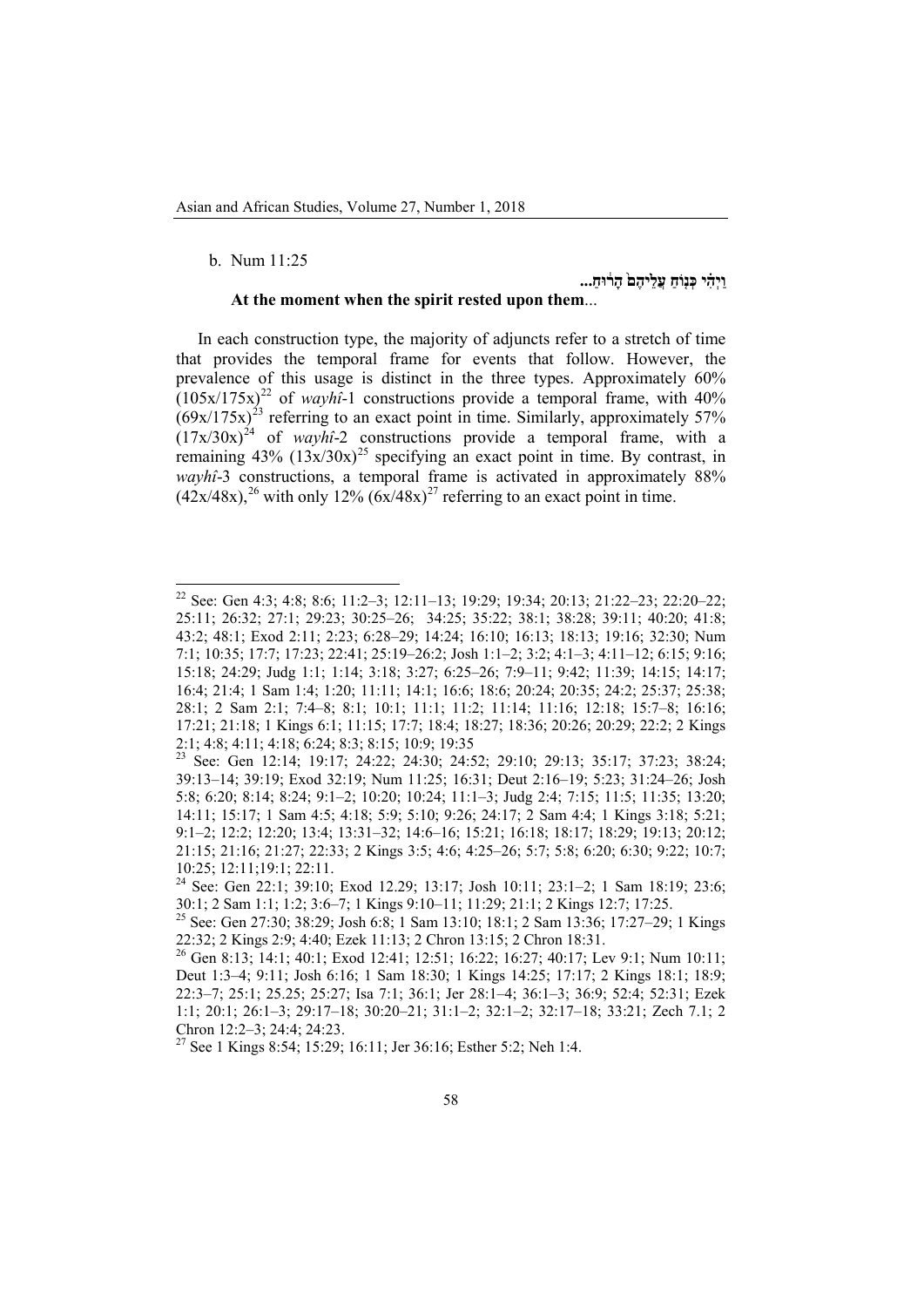b. Num 11:25

וַיְהִ֗י כְּנ֤וֹחַ עֲלֵיהֶם֙ הָר֔וּחַ...

**At the moment when the spirit rested upon them**...

In each construction type, the majority of adjuncts refer to a stretch of time that provides the temporal frame for events that follow. However, the prevalence of this usage is distinct in the three types. Approximately 60% (105x/175x)[22] of *wayhî*-1 constructions provide a temporal frame, with 40% (69x/175x)[23] referring to an exact point in time. Similarly, approximately 57% (17x/30x)[24] of *wayhî*-2 constructions provide a temporal frame, with a remaining 43% (13x/30x)[25] specifying an exact point in time. By contrast, in *wayhî*-3 constructions, a temporal frame is activated in approximately 88% (42x/48x),[26] with only 12% (6x/48x)[27] referring to an exact point in time.

---

[22] See: Gen 4:3; 4:8; 8:6; 11:2–3; 12:11–13; 19:29; 19:34; 20:13; 21:22–23; 22:20–22; 25:11; 26:32; 27:1; 29:23; 30:25–26; 34:25; 35:22; 38:1; 38:28; 39:11; 40:20; 41:8; 43:2; 48:1; Exod 2:11; 2:23; 6:28–29; 14:24; 16:10; 16:13; 18:13; 19:16; 32:30; Num 7:1; 10:35; 17:7; 17:23; 22:41; 25:19–26:2; Josh 1:1–2; 3:2; 4:1–3; 4:11–12; 6:15; 9:16; 15:18; 24:29; Judg 1:1; 1:14; 3:18; 3:27; 6:25–26; 7:9–11; 9:42; 11:39; 14:15; 14:17; 16:4; 21:4; 1 Sam 1:4; 1:20; 11:11; 14:1; 16:6; 18:6; 20:24; 20:35; 24:2; 25:37; 25:38; 28:1; 2 Sam 2:1; 7:4–8; 8:1; 10:1; 11:1; 11:2; 11:14; 11:16; 12:18; 15:7–8; 16:16; 17:21; 21:18; 1 Kings 6:1; 11:15; 17:7; 18:4; 18:27; 18:36; 20:26; 20:29; 22:2; 2 Kings 2:1; 4:8; 4:11; 4:18; 6:24; 8:3; 8:15; 10:9; 19:35

[23] See: Gen 12:14; 19:17; 24:22; 24:30; 24:52; 29:10; 29:13; 35:17; 37:23; 38:24; 39:13–14; 39:19; Exod 32:19; Num 11:25; 16:31; Deut 2:16–19; 5:23; 31:24–26; Josh 5:8; 6:20; 8:14; 8:24; 9:1–2; 10:20; 10:24; 11:1–3; Judg 2:4; 7:15; 11:5; 11:35; 13:20; 14:11; 15:17; 1 Sam 4:5; 4:18; 5:9; 5:10; 9:26; 24:17; 2 Sam 4:4; 1 Kings 3:18; 5:21; 9:1–2; 12:2; 12:20; 13:4; 13:31–32; 14:6–16; 15:21; 16:18; 18:17; 18:29; 19:13; 20:12; 21:15; 21:16; 21:27; 22:33; 2 Kings 3:5; 4:6; 4:25–26; 5:7; 5:8; 6:20; 6:30; 9:22; 10:7; 10:25; 12:11;19:1; 22:11.

[24] See: Gen 22:1; 39:10; Exod 12.29; 13:17; Josh 10:11; 23:1–2; 1 Sam 18:19; 23:6; 30:1; 2 Sam 1:1; 1:2; 3:6–7; 1 Kings 9:10–11; 11:29; 21:1; 2 Kings 12:7; 17:25.

[25] See: Gen 27:30; 38:29; Josh 6:8; 1 Sam 13:10; 18:1; 2 Sam 13:36; 17:27–29; 1 Kings 22:32; 2 Kings 2:9; 4:40; Ezek 11:13; 2 Chron 13:15; 2 Chron 18:31.

[26] Gen 8:13; 14:1; 40:1; Exod 12:41; 12:51; 16:22; 16:27; 40:17; Lev 9:1; Num 10:11; Deut 1:3–4; 9:11; Josh 6:16; 1 Sam 18:30; 1 Kings 14:25; 17:17; 2 Kings 18:1; 18:9; 22:3–7; 25:1; 25.25; 25:27; Isa 7:1; 36:1; Jer 28:1–4; 36:1–3; 36:9; 52:4; 52:31; Ezek 1:1; 20:1; 26:1–3; 29:17–18; 30:20–21; 31:1–2; 32:1–2; 32:17–18; 33:21; Zech 7.1; 2 Chron 12:2–3; 24:4; 24:23.

[27] See 1 Kings 8:54; 15:29; 16:11; Jer 36:16; Esther 5:2; Neh 1:4.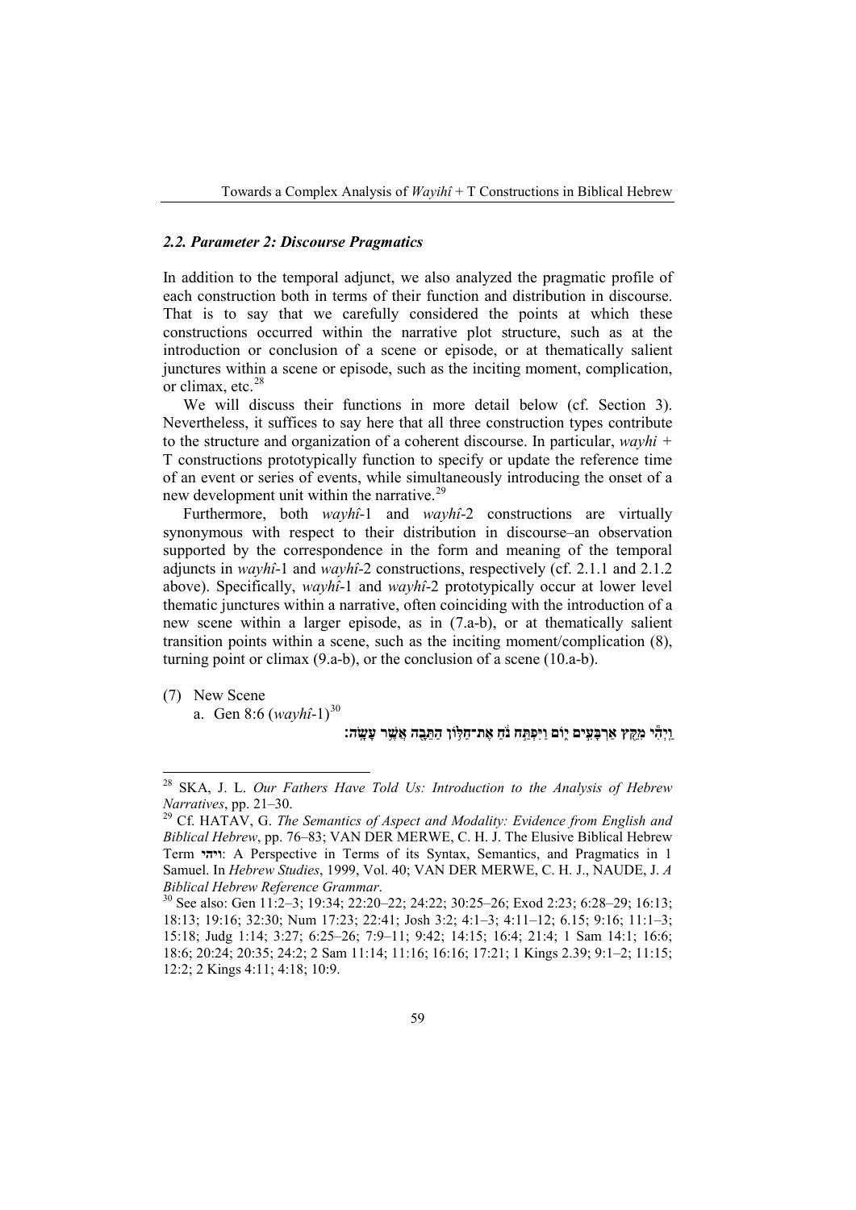### *2.2. Parameter 2: Discourse Pragmatics*

In addition to the temporal adjunct, we also analyzed the pragmatic profile of each construction both in terms of their function and distribution in discourse. That is to say that we carefully considered the points at which these constructions occurred within the narrative plot structure, such as at the introduction or conclusion of a scene or episode, or at thematically salient junctures within a scene or episode, such as the inciting moment, complication, or climax, etc.[28]

We will discuss their functions in more detail below (cf. Section 3). Nevertheless, it suffices to say here that all three construction types contribute to the structure and organization of a coherent discourse. In particular, *wayhi* + T constructions prototypically function to specify or update the reference time of an event or series of events, while simultaneously introducing the onset of a new development unit within the narrative.[29]

Furthermore, both *wayhî*-1 and *wayhî*-2 constructions are virtually synonymous with respect to their distribution in discourse–an observation supported by the correspondence in the form and meaning of the temporal adjuncts in *wayhî*-1 and *wayhî*-2 constructions, respectively (cf. 2.1.1 and 2.1.2 above). Specifically, *wayhî*-1 and *wayhî*-2 prototypically occur at lower level thematic junctures within a narrative, often coinciding with the introduction of a new scene within a larger episode, as in (7.a-b), or at thematically salient transition points within a scene, such as the inciting moment/complication (8), turning point or climax (9.a-b), or the conclusion of a scene (10.a-b).

(7) New Scene

a. Gen 8:6 (*wayhî*-1)[30]

וַיְהִ֕י מִקֵּ֖ץ אַרְבָּעִ֣ים י֑וֹם וַיִּפְתַּ֣ח נֹ֔חַ אֶת־חַלּ֥וֹן הַתֵּבָ֖ה אֲשֶׁ֥ר עָשָֽׂה׃

---

[28] SKA, J. L. *Our Fathers Have Told Us: Introduction to the Analysis of Hebrew Narratives*, pp. 21–30.

[29] Cf. HATAV, G. *The Semantics of Aspect and Modality: Evidence from English and Biblical Hebrew*, pp. 76–83; VAN DER MERWE, C. H. J. The Elusive Biblical Hebrew Term **ויהי**: A Perspective in Terms of its Syntax, Semantics, and Pragmatics in 1 Samuel. In *Hebrew Studies*, 1999, Vol. 40; VAN DER MERWE, C. H. J., NAUDE, J. *A Biblical Hebrew Reference Grammar*.

[30] See also: Gen 11:2–3; 19:34; 22:20–22; 24:22; 30:25–26; Exod 2:23; 6:28–29; 16:13; 18:13; 19:16; 32:30; Num 17:23; 22:41; Josh 3:2; 4:1–3; 4:11–12; 6.15; 9:16; 11:1–3; 15:18; Judg 1:14; 3:27; 6:25–26; 7:9–11; 9:42; 14:15; 16:4; 21:4; 1 Sam 14:1; 16:6; 18:6; 20:24; 20:35; 24:2; 2 Sam 11:14; 11:16; 16:16; 17:21; 1 Kings 2.39; 9:1–2; 11:15; 12:2; 2 Kings 4:11; 4:18; 10:9.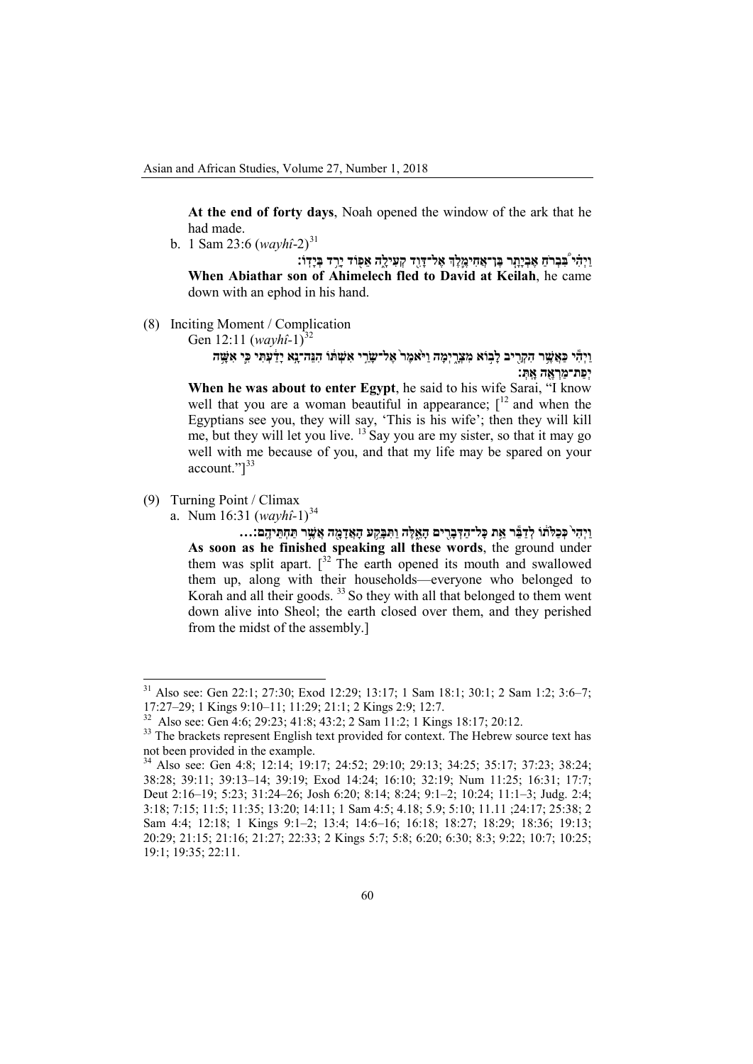**At the end of forty days**, Noah opened the window of the ark that he had made.

b. 1 Sam 23:6 (*wayhî*-2)[31]

וַיְהִ֗י בִּבְרֹ֙חַ אֶבְיָתָ֤ר בֶּן־אֲחִימֶ֙לֶךְ֙ אֶל־דָּוִ֣ד קְעִילָ֔ה אֵפ֖וֹד יָרַ֥ד בְּיָדֽוֹ׃

**When Abiathar son of Ahimelech fled to David at Keilah**, he came down with an ephod in his hand.

(8) Inciting Moment / Complication

Gen 12:11 (*wayhî*-1)[32]

וַיְהִ֕י כַּאֲשֶׁ֥ר הִקְרִ֖יב לָב֣וֹא מִצְרָ֑יְמָה וַיֹּ֙אמֶר֙ אֶל־שָׂרַ֣י אִשְׁתּ֔וֹ הִנֵּה־נָ֣א יָדַ֔עְתִּי כִּ֛י אִשָּׁ֥ה יְפַת־מַרְאֶ֖ה אָֽתְּ׃

**When he was about to enter Egypt**, he said to his wife Sarai, "I know well that you are a woman beautiful in appearance; [[12] and when the Egyptians see you, they will say, 'This is his wife'; then they will kill me, but they will let you live. [13] Say you are my sister, so that it may go well with me because of you, and that my life may be spared on your account."][33]

(9) Turning Point / Climax

a. Num 16:31 (*wayhî*-1)[34]

וַיְהִי֙ כְּכַלֹּת֔וֹ לְדַבֵּ֕ר אֵ֥ת כָּל־הַדְּבָרִ֖ים הָאֵ֑לֶּה וַתִּבָּקַ֥ע הָאֲדָמָ֖ה אֲשֶׁ֥ר תַּחְתֵּיהֶֽם׃...

**As soon as he finished speaking all these words**, the ground under them was split apart. [[32] The earth opened its mouth and swallowed them up, along with their households—everyone who belonged to Korah and all their goods. [33] So they with all that belonged to them went down alive into Sheol; the earth closed over them, and they perished from the midst of the assembly.]

---

[31] Also see: Gen 22:1; 27:30; Exod 12:29; 13:17; 1 Sam 18:1; 30:1; 2 Sam 1:2; 3:6–7; 17:27–29; 1 Kings 9:10–11; 11:29; 21:1; 2 Kings 2:9; 12:7.

[32] Also see: Gen 4:6; 29:23; 41:8; 43:2; 2 Sam 11:2; 1 Kings 18:17; 20:12.

[33] The brackets represent English text provided for context. The Hebrew source text has not been provided in the example.

[34] Also see: Gen 4:8; 12:14; 19:17; 24:52; 29:10; 29:13; 34:25; 35:17; 37:23; 38:24; 38:28; 39:11; 39:13–14; 39:19; Exod 14:24; 16:10; 32:19; Num 11:25; 16:31; 17:7; Deut 2:16–19; 5:23; 31:24–26; Josh 6:20; 8:14; 8:24; 9:1–2; 10:24; 11:1–3; Judg. 2:4; 3:18; 7:15; 11:5; 11:35; 13:20; 14:11; 1 Sam 4:5; 4.18; 5.9; 5:10; 11.11 ;24:17; 25:38; 2 Sam 4:4; 12:18; 1 Kings 9:1–2; 13:4; 14:6–16; 16:18; 18:27; 18:29; 18:36; 19:13; 20:29; 21:15; 21:16; 21:27; 22:33; 2 Kings 5:7; 5:8; 6:20; 6:30; 8:3; 9:22; 10:7; 10:25; 19:1; 19:35; 22:11.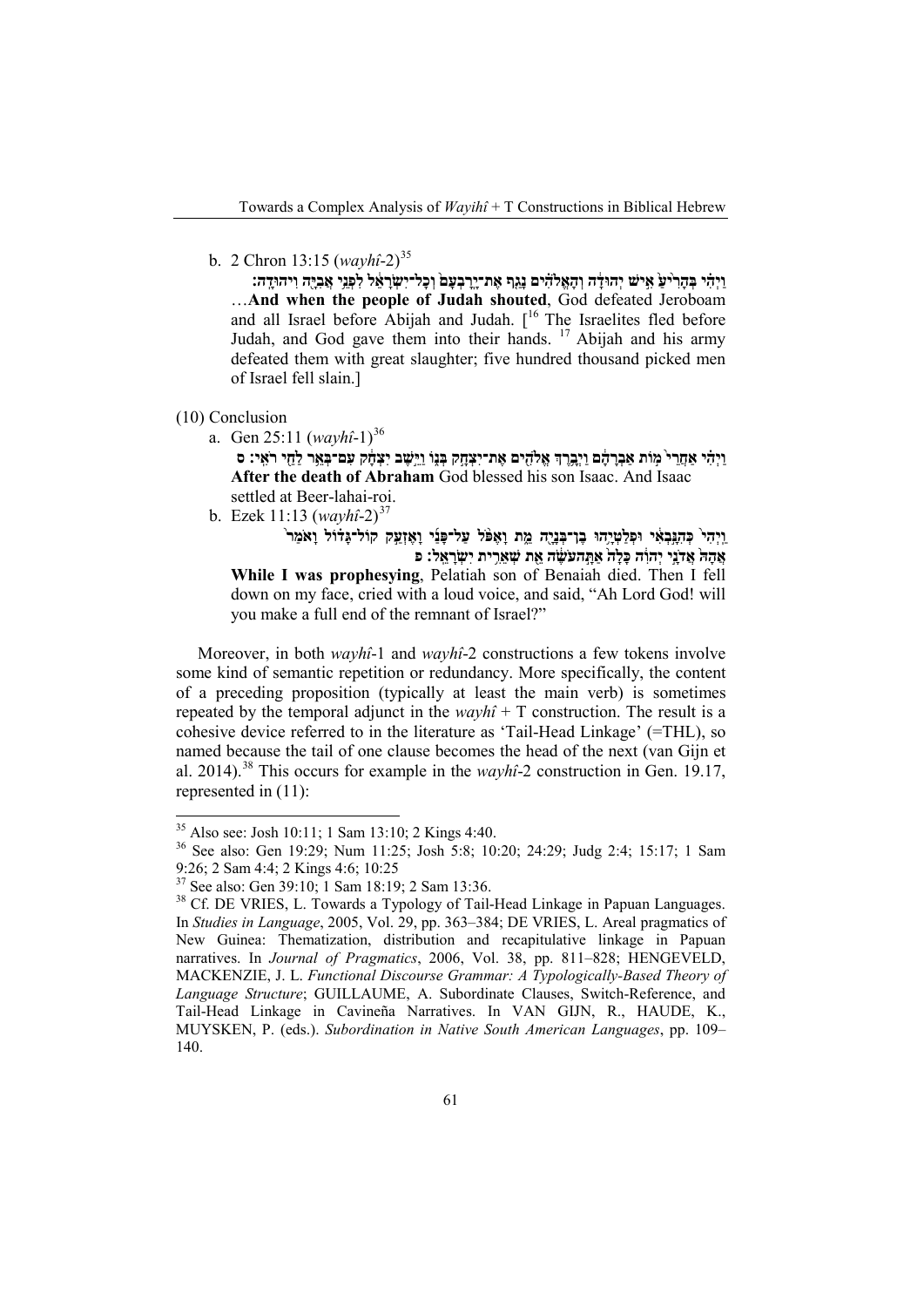b. 2 Chron 13:15 (*wayhî*-2)[35]

וַיְהִי בְּהָרִיעַ אִישׁ יְהוּדָה וְהָאֱלֹהִים נָגַף אֶת־יָרָבְעָם וְכָל־יִשְׂרָאֵל לִפְנֵי אֲבִיָּה וִיהוּדָה׃

…**And when the people of Judah shouted**, God defeated Jeroboam and all Israel before Abijah and Judah. [[16] The Israelites fled before Judah, and God gave them into their hands. [17] Abijah and his army defeated them with great slaughter; five hundred thousand picked men of Israel fell slain.]

(10) Conclusion

a. Gen 25:11 (*wayhî*-1)[36]

וַיְהִי אַחֲרֵי מוֹת אַבְרָהָם וַיְבָרֶךְ אֱלֹהִים אֶת־יִצְחָק בְּנוֹ וַיֵּשֶׁב יִצְחָק עִם־בְּאֵר לַחַי רֹאִי׃ ס

**After the death of Abraham** God blessed his son Isaac. And Isaac settled at Beer-lahai-roi.

b. Ezek 11:13 (*wayhî*-2)[37]

וַיְהִי כְּהִנָּבְאִי וּפְלַטְיָהוּ בֶן־בְּנָיָה מֵת וָאֶפֹּל עַל־פָּנַי וָאֶזְעַק קוֹל־גָּדוֹל וָאֹמַר אֲהָהּ אֲדֹנָי יְהוִה כָּלָה אַתָּה עֹשֶׂה אֵת שְׁאֵרִית יִשְׂרָאֵל׃ פ

**While I was prophesying**, Pelatiah son of Benaiah died. Then I fell down on my face, cried with a loud voice, and said, "Ah Lord God! will you make a full end of the remnant of Israel?"

Moreover, in both *wayhî*-1 and *wayhî*-2 constructions a few tokens involve some kind of semantic repetition or redundancy. More specifically, the content of a preceding proposition (typically at least the main verb) is sometimes repeated by the temporal adjunct in the *wayhî* + T construction. The result is a cohesive device referred to in the literature as 'Tail-Head Linkage' (=THL), so named because the tail of one clause becomes the head of the next (van Gijn et al. 2014).[38] This occurs for example in the *wayhî*-2 construction in Gen. 19.17, represented in (11):

[35] Also see: Josh 10:11; 1 Sam 13:10; 2 Kings 4:40.

[36] See also: Gen 19:29; Num 11:25; Josh 5:8; 10:20; 24:29; Judg 2:4; 15:17; 1 Sam 9:26; 2 Sam 4:4; 2 Kings 4:6; 10:25

[37] See also: Gen 39:10; 1 Sam 18:19; 2 Sam 13:36.

[38] Cf. DE VRIES, L. Towards a Typology of Tail-Head Linkage in Papuan Languages. In *Studies in Language*, 2005, Vol. 29, pp. 363–384; DE VRIES, L. Areal pragmatics of New Guinea: Thematization, distribution and recapitulative linkage in Papuan narratives. In *Journal of Pragmatics*, 2006, Vol. 38, pp. 811–828; HENGEVELD, MACKENZIE, J. L. *Functional Discourse Grammar: A Typologically-Based Theory of Language Structure*; GUILLAUME, A. Subordinate Clauses, Switch-Reference, and Tail-Head Linkage in Cavineña Narratives. In VAN GIJN, R., HAUDE, K., MUYSKEN, P. (eds.). *Subordination in Native South American Languages*, pp. 109–140.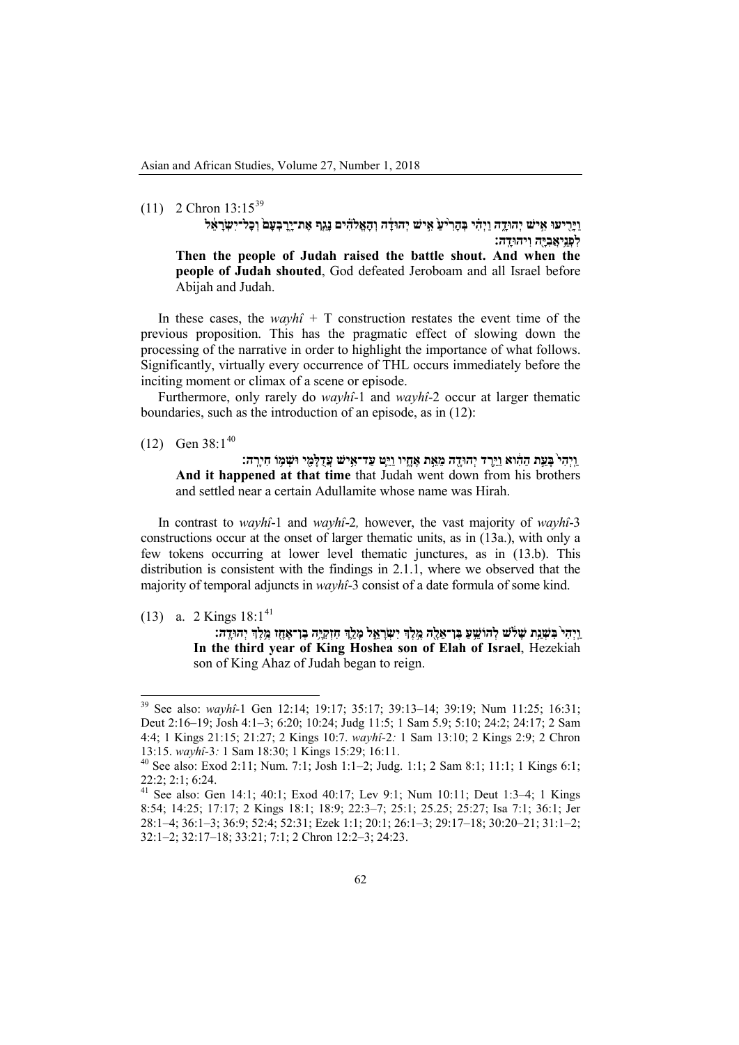(11) 2 Chron 13:15[39]

וַיָּרִיעוּ אִישׁ יְהוּדָה וַיְהִי בְּהָרִיעַ אִישׁ יְהוּדָה וְהָאֱלֹהִים נָגַף אֶת־יָרָבְעָם וְכָל־יִשְׂרָאֵל לִפְנֵי אֲבִיָּה וִיהוּדָה׃

**Then the people of Judah raised the battle shout. And when the people of Judah shouted**, God defeated Jeroboam and all Israel before Abijah and Judah.

In these cases, the *wayhî* + T construction restates the event time of the previous proposition. This has the pragmatic effect of slowing down the processing of the narrative in order to highlight the importance of what follows. Significantly, virtually every occurrence of THL occurs immediately before the inciting moment or climax of a scene or episode.

Furthermore, only rarely do *wayhî*-1 and *wayhî*-2 occur at larger thematic boundaries, such as the introduction of an episode, as in (12):

(12) Gen 38:1[40]

וַיְהִי בָּעֵת הַהִוא וַיֵּרֶד יְהוּדָה מֵאֵת אֶחָיו וַיֵּט עַד־אִישׁ עֲדֻלָּמִי וּשְׁמוֹ חִירָה׃

**And it happened at that time** that Judah went down from his brothers and settled near a certain Adullamite whose name was Hirah.

In contrast to *wayhî*-1 and *wayhî*-2*,* however, the vast majority of *wayhî*-3 constructions occur at the onset of larger thematic units, as in (13a.), with only a few tokens occurring at lower level thematic junctures, as in (13.b). This distribution is consistent with the findings in 2.1.1, where we observed that the majority of temporal adjuncts in *wayhî*-3 consist of a date formula of some kind.

(13) a. 2 Kings 18:1[41]

וַיְהִי בִּשְׁנַת שָׁלֹשׁ לְהוֹשֵׁעַ בֶּן־אֵלָה מֶלֶךְ יִשְׂרָאֵל מָלַךְ חִזְקִיָּה בֶן־אָחָז מֶלֶךְ יְהוּדָה׃

**In the third year of King Hoshea son of Elah of Israel**, Hezekiah son of King Ahaz of Judah began to reign.

---

[39] See also: *wayhî*-1 Gen 12:14; 19:17; 35:17; 39:13–14; 39:19; Num 11:25; 16:31; Deut 2:16–19; Josh 4:1–3; 6:20; 10:24; Judg 11:5; 1 Sam 5.9; 5:10; 24:2; 24:17; 2 Sam 4:4; 1 Kings 21:15; 21:27; 2 Kings 10:7. *wayhî*-2*:* 1 Sam 13:10; 2 Kings 2:9; 2 Chron 13:15. *wayhî*-3*:* 1 Sam 18:30; 1 Kings 15:29; 16:11.

[40] See also: Exod 2:11; Num. 7:1; Josh 1:1–2; Judg. 1:1; 2 Sam 8:1; 11:1; 1 Kings 6:1; 22:2; 2:1; 6:24.

[41] See also: Gen 14:1; 40:1; Exod 40:17; Lev 9:1; Num 10:11; Deut 1:3–4; 1 Kings 8:54; 14:25; 17:17; 2 Kings 18:1; 18:9; 22:3–7; 25:1; 25.25; 25:27; Isa 7:1; 36:1; Jer 28:1–4; 36:1–3; 36:9; 52:4; 52:31; Ezek 1:1; 20:1; 26:1–3; 29:17–18; 30:20–21; 31:1–2; 32:1–2; 32:17–18; 33:21; 7:1; 2 Chron 12:2–3; 24:23.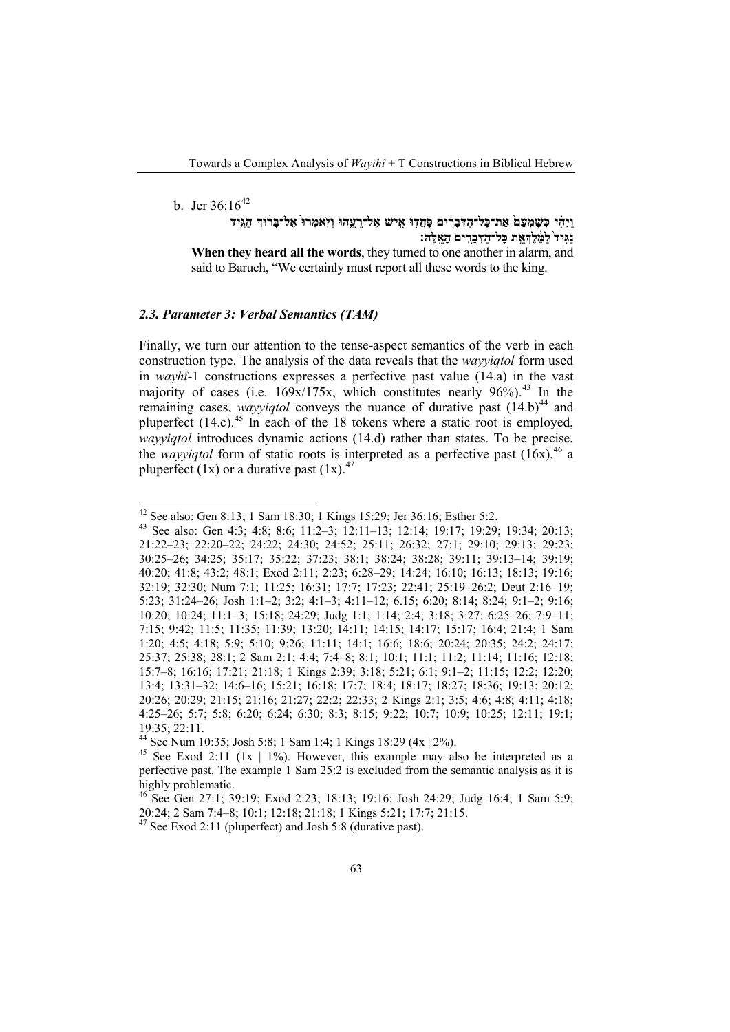b. Jer 36:16[42]

וַיְהִ֗י כְּשָׁמְעָם֙ אֶת־כָּל־הַדְּבָרִ֔ים פָּחֲד֖וּ אִ֣ישׁ אֶל־רֵעֵ֑הוּ וַיֹּאמְרוּ֙ אֶל־בָּר֔וּךְ הַגֵּ֤יד נַגִּיד֙ לַמֶּ֔לֶךְ אֵ֖ת כָּל־הַדְּבָרִ֥ים הָאֵֽלֶּה׃

**When they heard all the words**, they turned to one another in alarm, and said to Baruch, "We certainly must report all these words to the king.

### *2.3. Parameter 3: Verbal Semantics (TAM)*

Finally, we turn our attention to the tense-aspect semantics of the verb in each construction type. The analysis of the data reveals that the *wayyiqtol* form used in *wayhî*-1 constructions expresses a perfective past value (14.a) in the vast majority of cases (i.e. 169x/175x, which constitutes nearly 96%).[43] In the remaining cases, *wayyiqtol* conveys the nuance of durative past (14.b)[44] and pluperfect (14.c).[45] In each of the 18 tokens where a static root is employed, *wayyiqtol* introduces dynamic actions (14.d) rather than states. To be precise, the *wayyiqtol* form of static roots is interpreted as a perfective past (16x),[46] a pluperfect (1x) or a durative past (1x).[47]

---

[42] See also: Gen 8:13; 1 Sam 18:30; 1 Kings 15:29; Jer 36:16; Esther 5:2.

[43] See also: Gen 4:3; 4:8; 8:6; 11:2–3; 12:11–13; 12:14; 19:17; 19:29; 19:34; 20:13; 21:22–23; 22:20–22; 24:22; 24:30; 24:52; 25:11; 26:32; 27:1; 29:10; 29:13; 29:23; 30:25–26; 34:25; 35:17; 35:22; 37:23; 38:1; 38:24; 38:28; 39:11; 39:13–14; 39:19; 40:20; 41:8; 43:2; 48:1; Exod 2:11; 2:23; 6:28–29; 14:24; 16:10; 16:13; 18:13; 19:16; 32:19; 32:30; Num 7:1; 11:25; 16:31; 17:7; 17:23; 22:41; 25:19–26:2; Deut 2:16–19; 5:23; 31:24–26; Josh 1:1–2; 3:2; 4:1–3; 4:11–12; 6.15; 6:20; 8:14; 8:24; 9:1–2; 9:16; 10:20; 10:24; 11:1–3; 15:18; 24:29; Judg 1:1; 1:14; 2:4; 3:18; 3:27; 6:25–26; 7:9–11; 7:15; 9:42; 11:5; 11:35; 11:39; 13:20; 14:11; 14:15; 14:17; 15:17; 16:4; 21:4; 1 Sam 1:20; 4:5; 4:18; 5:9; 5:10; 9:26; 11:11; 14:1; 16:6; 18:6; 20:24; 20:35; 24:2; 24:17; 25:37; 25:38; 28:1; 2 Sam 2:1; 4:4; 7:4–8; 8:1; 10:1; 11:1; 11:2; 11:14; 11:16; 12:18; 15:7–8; 16:16; 17:21; 21:18; 1 Kings 2:39; 3:18; 5:21; 6:1; 9:1–2; 11:15; 12:2; 12:20; 13:4; 13:31–32; 14:6–16; 15:21; 16:18; 17:7; 18:4; 18:17; 18:27; 18:36; 19:13; 20:12; 20:26; 20:29; 21:15; 21:16; 21:27; 22:2; 22:33; 2 Kings 2:1; 3:5; 4:6; 4:8; 4:11; 4:18; 4:25–26; 5:7; 5:8; 6:20; 6:24; 6:30; 8:3; 8:15; 9:22; 10:7; 10:9; 10:25; 12:11; 19:1; 19:35; 22:11.

[44] See Num 10:35; Josh 5:8; 1 Sam 1:4; 1 Kings 18:29 (4x | 2%).

[45] See Exod 2:11 (1x | 1%). However, this example may also be interpreted as a perfective past. The example 1 Sam 25:2 is excluded from the semantic analysis as it is highly problematic.

[46] See Gen 27:1; 39:19; Exod 2:23; 18:13; 19:16; Josh 24:29; Judg 16:4; 1 Sam 5:9; 20:24; 2 Sam 7:4–8; 10:1; 12:18; 21:18; 1 Kings 5:21; 17:7; 21:15.

[47] See Exod 2:11 (pluperfect) and Josh 5:8 (durative past).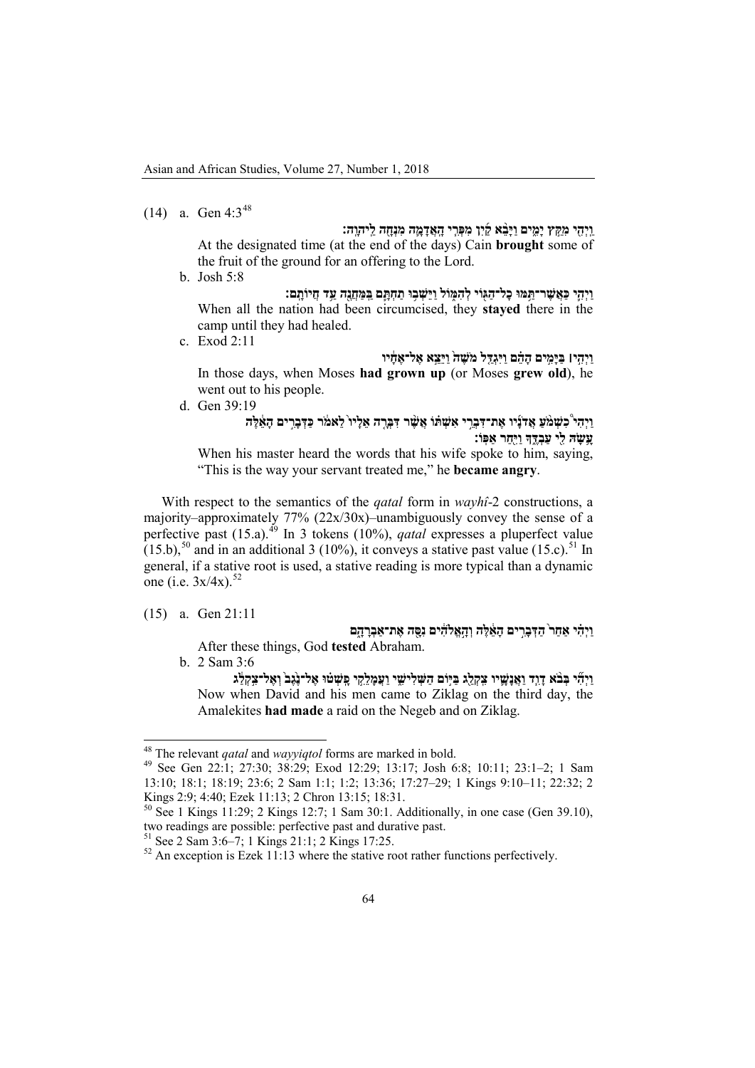(14) a. Gen 4:3[48]

וַיְהִי מִקֵּץ יָמִים וַיָּבֵא קַיִן מִפְּרִי הָאֲדָמָה מִנְחָה לַיהוָה׃

At the designated time (at the end of the days) Cain **brought** some of the fruit of the ground for an offering to the Lord.

b. Josh 5:8

וַיְהִי כַּאֲשֶׁר־תַּמּוּ כָל־הַגּוֹי לְהִמּוֹל וַיֵּשְׁבוּ תַחְתָּם בַּמַּחֲנֶה עַד חֲיוֹתָם׃

When all the nation had been circumcised, they **stayed** there in the camp until they had healed.

c. Exod 2:11

וַיְהִי ׀ בַּיָּמִים הָהֵם וַיִּגְדַּל מֹשֶׁה וַיֵּצֵא אֶל־אֶחָיו

In those days, when Moses **had grown up** (or Moses **grew old**), he went out to his people.

d. Gen 39:19

וַיְהִי כִשְׁמֹעַ אֲדֹנָיו אֶת־דִּבְרֵי אִשְׁתּוֹ אֲשֶׁר דִּבְּרָה אֵלָיו לֵאמֹר כַּדְּבָרִים הָאֵלֶּה עָשָׂה לִי עַבְדֶּךָ וַיִּחַר אַפּוֹ׃

When his master heard the words that his wife spoke to him, saying, "This is the way your servant treated me," he **became angry**.

With respect to the semantics of the *qatal* form in *wayhî*-2 constructions, a majority–approximately 77% (22x/30x)–unambiguously convey the sense of a perfective past (15.a).[49] In 3 tokens (10%), *qatal* expresses a pluperfect value (15.b),[50] and in an additional 3 (10%), it conveys a stative past value (15.c).[51] In general, if a stative root is used, a stative reading is more typical than a dynamic one (i.e. 3x/4x).[52]

(15) a. Gen 21:1

וַיְהִי אַחַר הַדְּבָרִים הָאֵלֶּה וְהָאֱלֹהִים נִסָּה אֶת־אַבְרָהָם

After these things, God **tested** Abraham.

b. 2 Sam 3:6

וַיְהִי בְּבֹא דָוִד וַאֲנָשָׁיו צִקְלַג בַּיּוֹם הַשְּׁלִישִׁי וַעֲמָלֵקִי פָשְׁטוּ אֶל־נֶגֶב וְאֶל־צִקְלַג

Now when David and his men came to Ziklag on the third day, the Amalekites **had made** a raid on the Negeb and on Ziklag.

---

[48] The relevant *qatal* and *wayyiqtol* forms are marked in bold.

[49] See Gen 22:1; 27:30; 38:29; Exod 12:29; 13:17; Josh 6:8; 10:11; 23:1–2; 1 Sam 13:10; 18:1; 18:19; 23:6; 2 Sam 1:1; 1:2; 13:36; 17:27–29; 1 Kings 9:10–11; 22:32; 2 Kings 2:9; 4:40; Ezek 11:13; 2 Chron 13:15; 18:31.

[50] See 1 Kings 11:29; 2 Kings 12:7; 1 Sam 30:1. Additionally, in one case (Gen 39.10), two readings are possible: perfective past and durative past.

[51] See 2 Sam 3:6–7; 1 Kings 21:1; 2 Kings 17:25.

[52] An exception is Ezek 11:13 where the stative root rather functions perfectively.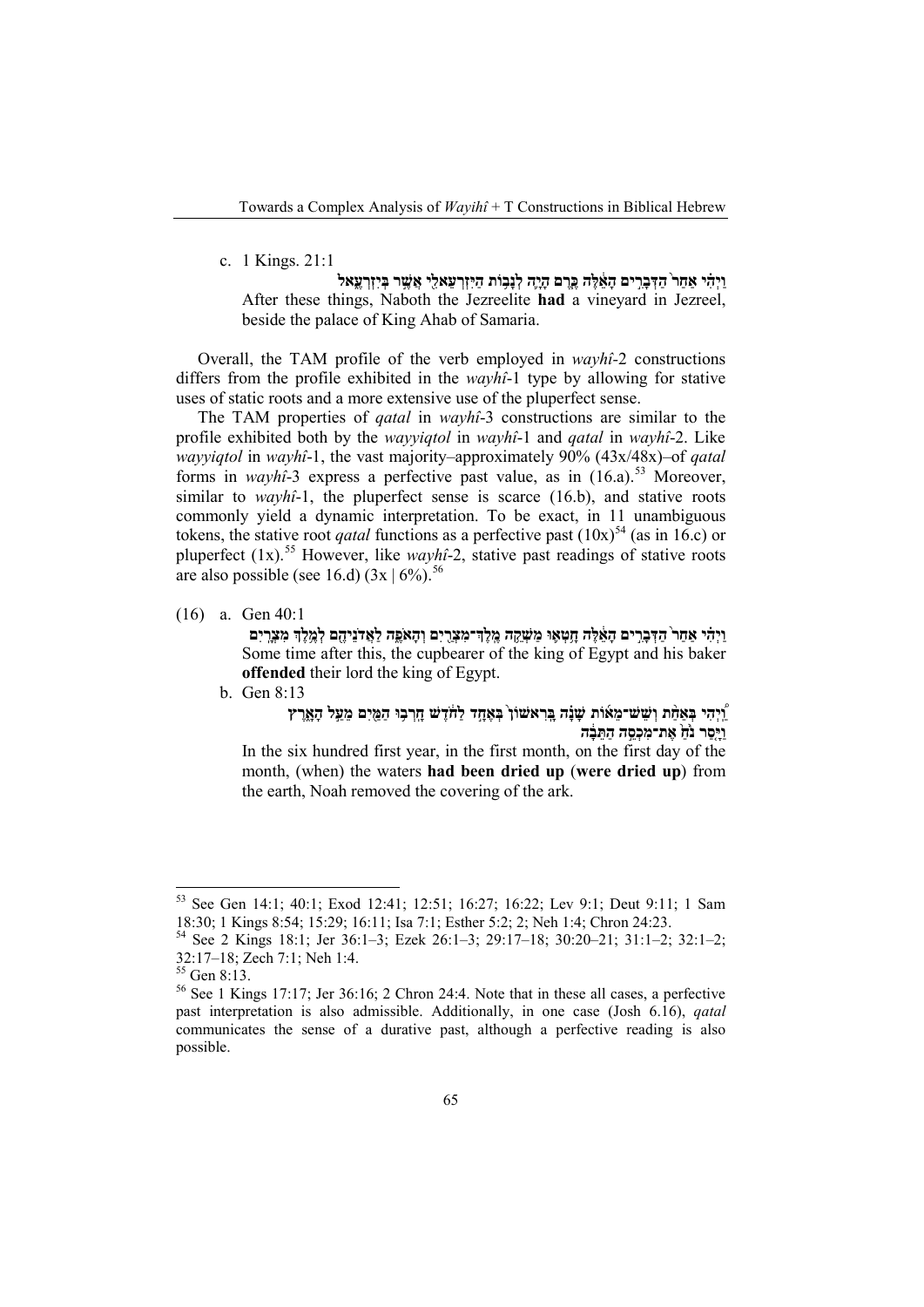c. 1 Kings. 21:1

וַיְהִי אַחַר הַדְּבָרִים הָאֵלֶּה כֶּרֶם הָיָה לְנָבוֹת הַיִּזְרְעֵאלִי אֲשֶׁר בְּיִזְרְעֶאל

After these things, Naboth the Jezreelite **had** a vineyard in Jezreel, beside the palace of King Ahab of Samaria.

Overall, the TAM profile of the verb employed in *wayhî*-2 constructions differs from the profile exhibited in the *wayhî*-1 type by allowing for stative uses of static roots and a more extensive use of the pluperfect sense.

The TAM properties of *qatal* in *wayhî*-3 constructions are similar to the profile exhibited both by the *wayyiqtol* in *wayhî*-1 and *qatal* in *wayhî*-2. Like *wayyiqtol* in *wayhî*-1, the vast majority–approximately 90% (43x/48x)–of *qatal* forms in *wayhî*-3 express a perfective past value, as in (16.a).[53] Moreover, similar to *wayhî*-1, the pluperfect sense is scarce (16.b), and stative roots commonly yield a dynamic interpretation. To be exact, in 11 unambiguous tokens, the stative root *qatal* functions as a perfective past (10x)[54] (as in 16.c) or pluperfect (1x).[55] However, like *wayhî*-2, stative past readings of stative roots are also possible (see 16.d) (3x | 6%).[56]

(16) a. Gen 40:1

וַיְהִי אַחַר הַדְּבָרִים הָאֵלֶּה חָטְאוּ מַשְׁקֵה מֶלֶךְ־מִצְרַיִם וְהָאֹפֶה לַאֲדֹנֵיהֶם לְמֶלֶךְ מִצְרָיִם

Some time after this, the cupbearer of the king of Egypt and his baker **offended** their lord the king of Egypt.

b. Gen 8:13

וַיְהִי בְּאַחַת וְשֵׁשׁ־מֵאוֹת שָׁנָה בָּרִאשׁוֹן בְּאֶחָד לַחֹדֶשׁ חָרְבוּ הַמַּיִם מֵעַל הָאָרֶץ וַיָּסַר נֹחַ אֶת־מִכְסֵה הַתֵּבָה

In the six hundred first year, in the first month, on the first day of the month, (when) the waters **had been dried up** (**were dried up**) from the earth, Noah removed the covering of the ark.

---

[53] See Gen 14:1; 40:1; Exod 12:41; 12:51; 16:27; 16:22; Lev 9:1; Deut 9:11; 1 Sam 18:30; 1 Kings 8:54; 15:29; 16:11; Isa 7:1; Esther 5:2; 2; Neh 1:4; Chron 24:23.

[54] See 2 Kings 18:1; Jer 36:1–3; Ezek 26:1–3; 29:17–18; 30:20–21; 31:1–2; 32:1–2; 32:17–18; Zech 7:1; Neh 1:4.

[55] Gen 8:13.

[56] See 1 Kings 17:17; Jer 36:16; 2 Chron 24:4. Note that in these all cases, a perfective past interpretation is also admissible. Additionally, in one case (Josh 6.16), *qatal* communicates the sense of a durative past, although a perfective reading is also possible.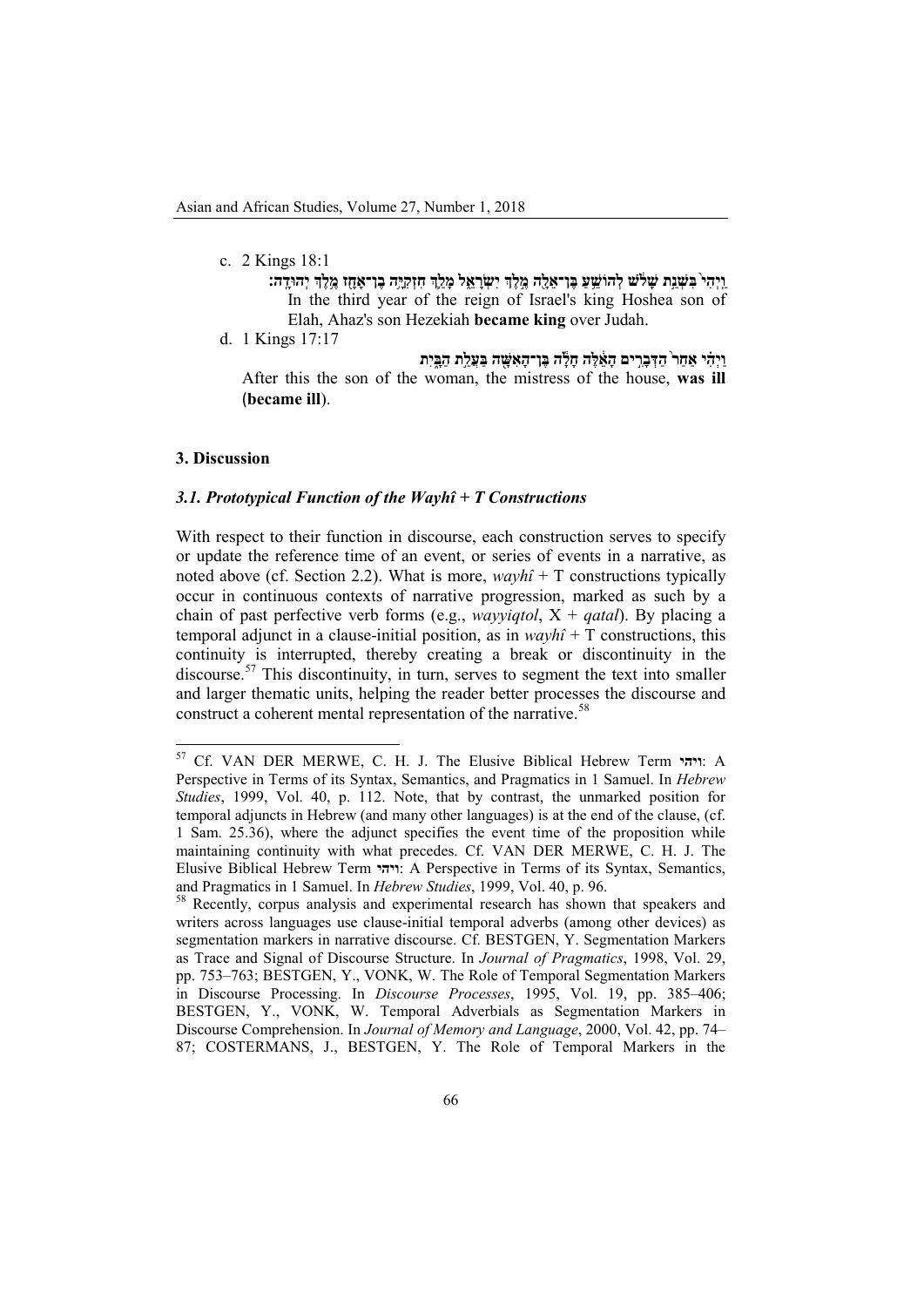c. 2 Kings 18:1

וַיְהִי֙ בִּשְׁנַ֣ת שָׁל֔שׁ לְהוֹשֵׁ֥עַ בֶּן־אֵלָ֖ה מֶ֣לֶךְ יִשְׂרָאֵ֑ל מָלַ֛ךְ חִזְקִיָּ֥ה בֶן־אָחָ֖ז מֶ֥לֶךְ יְהוּדָֽה׃

In the third year of the reign of Israel's king Hoshea son of Elah, Ahaz's son Hezekiah **became king** over Judah.

d. 1 Kings 17:17

וַיְהִ֗י אַחַר֙ הַדְּבָרִ֣ים הָאֵ֔לֶּה חָלָ֕ה בֶּן־הָאִשָּׁ֖ה בַּעֲלַ֣ת הַבָּ֑יִת

After this the son of the woman, the mistress of the house, **was ill** (**became ill**).

## 3. Discussion

### *3.1. Prototypical Function of the Wayhî + T Constructions*

With respect to their function in discourse, each construction serves to specify or update the reference time of an event, or series of events in a narrative, as noted above (cf. Section 2.2). What is more, *wayhî* + T constructions typically occur in continuous contexts of narrative progression, marked as such by a chain of past perfective verb forms (e.g., *wayyiqtol*, X + *qatal*). By placing a temporal adjunct in a clause-initial position, as in *wayhî* + T constructions, this continuity is interrupted, thereby creating a break or discontinuity in the discourse.[57] This discontinuity, in turn, serves to segment the text into smaller and larger thematic units, helping the reader better processes the discourse and construct a coherent mental representation of the narrative.[58]

---

[57] Cf. VAN DER MERWE, C. H. J. The Elusive Biblical Hebrew Term **ויהי**: A Perspective in Terms of its Syntax, Semantics, and Pragmatics in 1 Samuel. In *Hebrew Studies*, 1999, Vol. 40, p. 112. Note, that by contrast, the unmarked position for temporal adjuncts in Hebrew (and many other languages) is at the end of the clause, (cf. 1 Sam. 25.36), where the adjunct specifies the event time of the proposition while maintaining continuity with what precedes. Cf. VAN DER MERWE, C. H. J. The Elusive Biblical Hebrew Term **ויהי**: A Perspective in Terms of its Syntax, Semantics, and Pragmatics in 1 Samuel. In *Hebrew Studies*, 1999, Vol. 40, p. 96.

[58] Recently, corpus analysis and experimental research has shown that speakers and writers across languages use clause-initial temporal adverbs (among other devices) as segmentation markers in narrative discourse. Cf. BESTGEN, Y. Segmentation Markers as Trace and Signal of Discourse Structure. In *Journal of Pragmatics*, 1998, Vol. 29, pp. 753–763; BESTGEN, Y., VONK, W. The Role of Temporal Segmentation Markers in Discourse Processing. In *Discourse Processes*, 1995, Vol. 19, pp. 385–406; BESTGEN, Y., VONK, W. Temporal Adverbials as Segmentation Markers in Discourse Comprehension. In *Journal of Memory and Language*, 2000, Vol. 42, pp. 74–87; COSTERMANS, J., BESTGEN, Y. The Role of Temporal Markers in the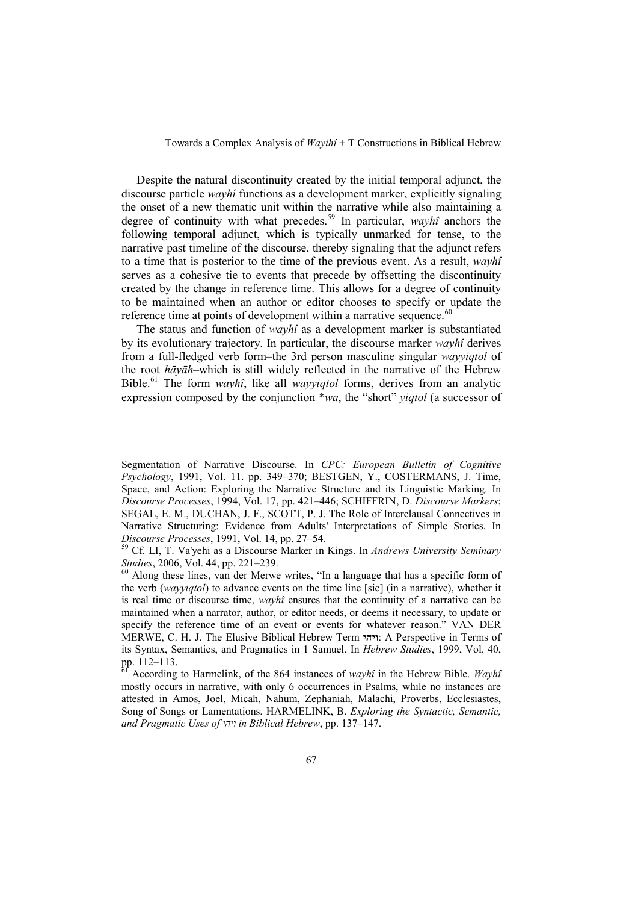Despite the natural discontinuity created by the initial temporal adjunct, the discourse particle *wayhî* functions as a development marker, explicitly signaling the onset of a new thematic unit within the narrative while also maintaining a degree of continuity with what precedes.[59] In particular, *wayhî* anchors the following temporal adjunct, which is typically unmarked for tense, to the narrative past timeline of the discourse, thereby signaling that the adjunct refers to a time that is posterior to the time of the previous event. As a result, *wayhî* serves as a cohesive tie to events that precede by offsetting the discontinuity created by the change in reference time. This allows for a degree of continuity to be maintained when an author or editor chooses to specify or update the reference time at points of development within a narrative sequence.[60]

The status and function of *wayhî* as a development marker is substantiated by its evolutionary trajectory. In particular, the discourse marker *wayhî* derives from a full-fledged verb form–the 3rd person masculine singular *wayyiqtol* of the root *hāyāh*–which is still widely reflected in the narrative of the Hebrew Bible.[61] The form *wayhî*, like all *wayyiqtol* forms, derives from an analytic expression composed by the conjunction \**wa*, the "short" *yiqtol* (a successor of

---

Segmentation of Narrative Discourse. In *CPC: European Bulletin of Cognitive Psychology*, 1991, Vol. 11. pp. 349–370; BESTGEN, Y., COSTERMANS, J. Time, Space, and Action: Exploring the Narrative Structure and its Linguistic Marking. In *Discourse Processes*, 1994, Vol. 17, pp. 421–446; SCHIFFRIN, D. *Discourse Markers*; SEGAL, E. M., DUCHAN, J. F., SCOTT, P. J. The Role of Interclausal Connectives in Narrative Structuring: Evidence from Adults' Interpretations of Simple Stories. In *Discourse Processes*, 1991, Vol. 14, pp. 27–54.

[59] Cf. LI, T. Va'yehi as a Discourse Marker in Kings. In *Andrews University Seminary Studies*, 2006, Vol. 44, pp. 221–239.

[60] Along these lines, van der Merwe writes, "In a language that has a specific form of the verb (*wayyiqtol*) to advance events on the time line [sic] (in a narrative), whether it is real time or discourse time, *wayhî* ensures that the continuity of a narrative can be maintained when a narrator, author, or editor needs, or deems it necessary, to update or specify the reference time of an event or events for whatever reason." VAN DER MERWE, C. H. J. The Elusive Biblical Hebrew Term **ויהי**: A Perspective in Terms of its Syntax, Semantics, and Pragmatics in 1 Samuel. In *Hebrew Studies*, 1999, Vol. 40, pp. 112–113.

[61] According to Harmelink, of the 864 instances of *wayhî* in the Hebrew Bible. *Wayhî* mostly occurs in narrative, with only 6 occurrences in Psalms, while no instances are attested in Amos, Joel, Micah, Nahum, Zephaniah, Malachi, Proverbs, Ecclesiastes, Song of Songs or Lamentations. HARMELINK, B. *Exploring the Syntactic, Semantic, and Pragmatic Uses of* ויהי *in Biblical Hebrew*, pp. 137–147.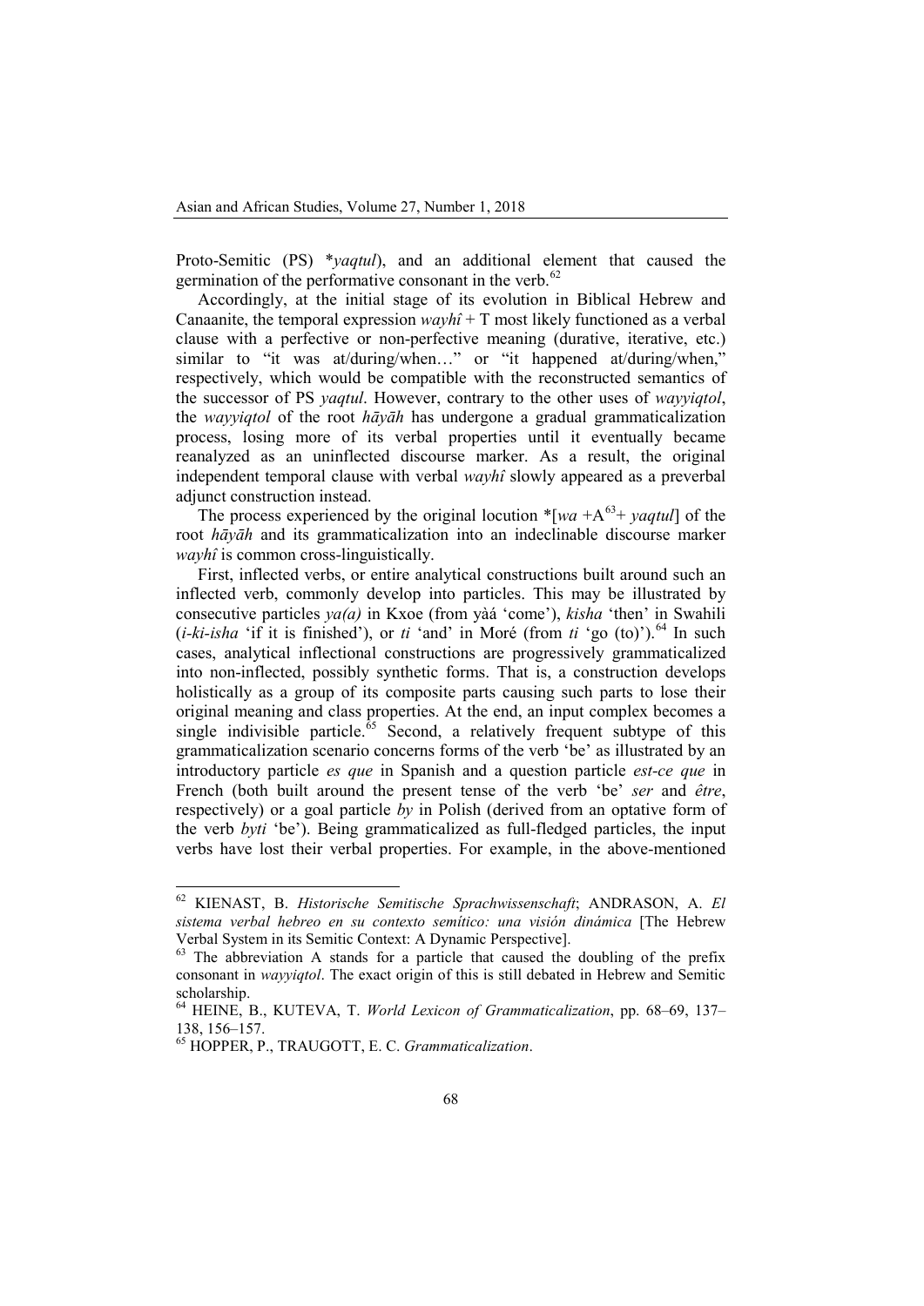Proto-Semitic (PS) **yaqtul*), and an additional element that caused the germination of the performative consonant in the verb.[62]

Accordingly, at the initial stage of its evolution in Biblical Hebrew and Canaanite, the temporal expression *wayhî* + T most likely functioned as a verbal clause with a perfective or non-perfective meaning (durative, iterative, etc.) similar to "it was at/during/when…" or "it happened at/during/when," respectively, which would be compatible with the reconstructed semantics of the successor of PS *yaqtul*. However, contrary to the other uses of *wayyiqtol*, the *wayyiqtol* of the root *hāyāh* has undergone a gradual grammaticalization process, losing more of its verbal properties until it eventually became reanalyzed as an uninflected discourse marker. As a result, the original independent temporal clause with verbal *wayhî* slowly appeared as a preverbal adjunct construction instead.

The process experienced by the original locution *[*wa* +A[63]+ *yaqtul*] of the root *hāyāh* and its grammaticalization into an indeclinable discourse marker *wayhî* is common cross-linguistically.

First, inflected verbs, or entire analytical constructions built around such an inflected verb, commonly develop into particles. This may be illustrated by consecutive particles *ya(a)* in Kxoe (from yàá 'come'), *kisha* 'then' in Swahili (*i-ki-isha* 'if it is finished'), or *ti* 'and' in Moré (from *ti* 'go (to)').[64] In such cases, analytical inflectional constructions are progressively grammaticalized into non-inflected, possibly synthetic forms. That is, a construction develops holistically as a group of its composite parts causing such parts to lose their original meaning and class properties. At the end, an input complex becomes a single indivisible particle.[65] Second, a relatively frequent subtype of this grammaticalization scenario concerns forms of the verb 'be' as illustrated by an introductory particle *es que* in Spanish and a question particle *est-ce que* in French (both built around the present tense of the verb 'be' *ser* and *être*, respectively) or a goal particle *by* in Polish (derived from an optative form of the verb *byti* 'be'). Being grammaticalized as full-fledged particles, the input verbs have lost their verbal properties. For example, in the above-mentioned

---

[62] KIENAST, B. *Historische Semitische Sprachwissenschaft*; ANDRASON, A. *El sistema verbal hebreo en su contexto semítico: una visión dinámica* [The Hebrew Verbal System in its Semitic Context: A Dynamic Perspective].

[63] The abbreviation A stands for a particle that caused the doubling of the prefix consonant in *wayyiqtol*. The exact origin of this is still debated in Hebrew and Semitic scholarship.

[64] HEINE, B., KUTEVA, T. *World Lexicon of Grammaticalization*, pp. 68–69, 137–138, 156–157.

[65] HOPPER, P., TRAUGOTT, E. C. *Grammaticalization*.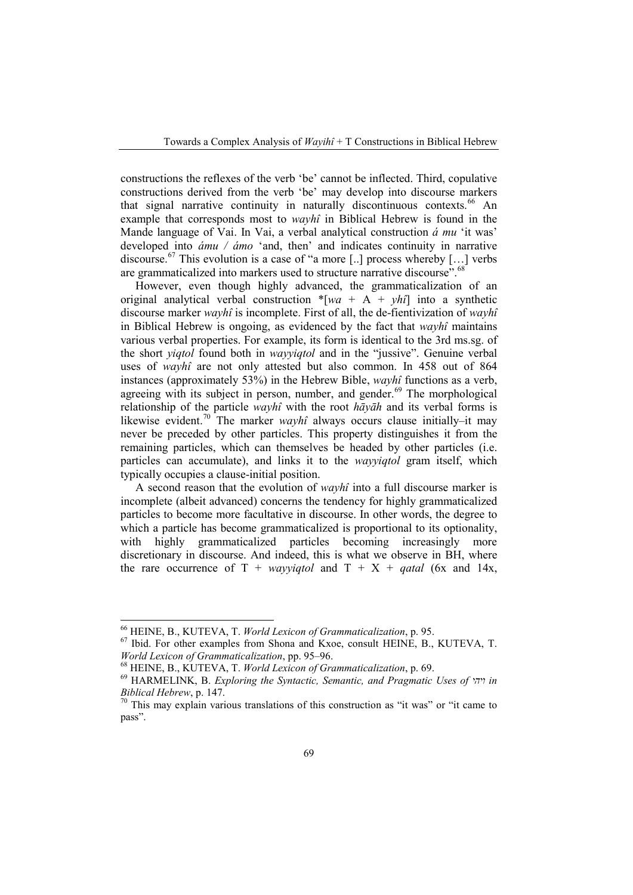constructions the reflexes of the verb 'be' cannot be inflected. Third, copulative constructions derived from the verb 'be' may develop into discourse markers that signal narrative continuity in naturally discontinuous contexts.[66] An example that corresponds most to *wayhî* in Biblical Hebrew is found in the Mande language of Vai. In Vai, a verbal analytical construction *á mu* 'it was' developed into *ámu / ámo* 'and, then' and indicates continuity in narrative discourse.[67] This evolution is a case of "a more [..] process whereby […] verbs are grammaticalized into markers used to structure narrative discourse".[68]

However, even though highly advanced, the grammaticalization of an original analytical verbal construction *[*wa* + A + *yhî*] into a synthetic discourse marker *wayhî* is incomplete. First of all, the de-fientivization of *wayhî* in Biblical Hebrew is ongoing, as evidenced by the fact that *wayhî* maintains various verbal properties. For example, its form is identical to the 3rd ms.sg. of the short *yiqtol* found both in *wayyiqtol* and in the "jussive". Genuine verbal uses of *wayhî* are not only attested but also common. In 458 out of 864 instances (approximately 53%) in the Hebrew Bible, *wayhî* functions as a verb, agreeing with its subject in person, number, and gender.[69] The morphological relationship of the particle *wayhî* with the root *hāyāh* and its verbal forms is likewise evident.[70] The marker *wayhî* always occurs clause initially–it may never be preceded by other particles. This property distinguishes it from the remaining particles, which can themselves be headed by other particles (i.e. particles can accumulate), and links it to the *wayyiqtol* gram itself, which typically occupies a clause-initial position.

A second reason that the evolution of *wayhî* into a full discourse marker is incomplete (albeit advanced) concerns the tendency for highly grammaticalized particles to become more facultative in discourse. In other words, the degree to which a particle has become grammaticalized is proportional to its optionality, with highly grammaticalized particles becoming increasingly more discretionary in discourse. And indeed, this is what we observe in BH, where the rare occurrence of T + *wayyiqtol* and T + X + *qatal* (6x and 14x,

---

[66] HEINE, B., KUTEVA, T. *World Lexicon of Grammaticalization*, p. 95.

[67] Ibid. For other examples from Shona and Kxoe, consult HEINE, B., KUTEVA, T. *World Lexicon of Grammaticalization*, pp. 95–96.

[68] HEINE, B., KUTEVA, T. *World Lexicon of Grammaticalization*, p. 69.

[69] HARMELINK, B. *Exploring the Syntactic, Semantic, and Pragmatic Uses of* ויהי *in Biblical Hebrew*, p. 147.

[70] This may explain various translations of this construction as "it was" or "it came to pass".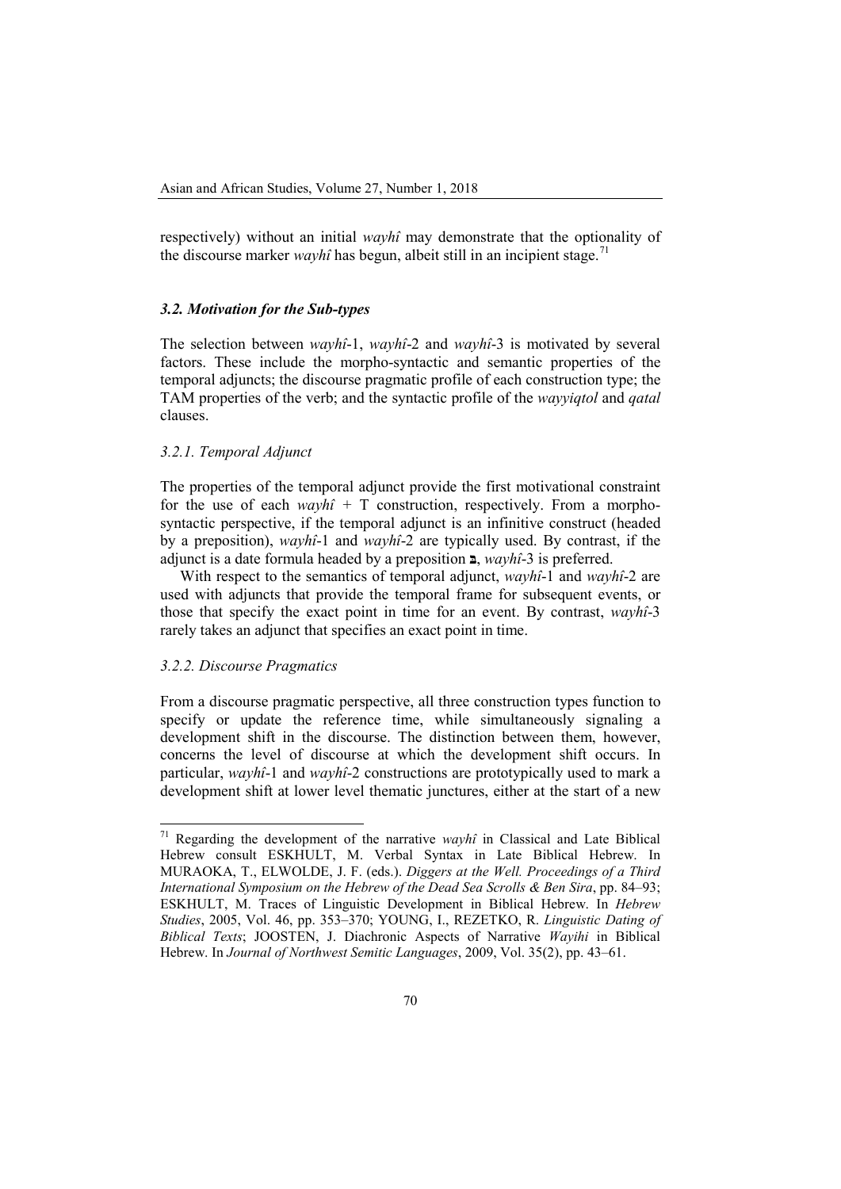respectively) without an initial *wayhî* may demonstrate that the optionality of the discourse marker *wayhî* has begun, albeit still in an incipient stage.[71]

### *3.2. Motivation for the Sub-types*

The selection between *wayhî*-1, *wayhî*-2 and *wayhî*-3 is motivated by several factors. These include the morpho-syntactic and semantic properties of the temporal adjuncts; the discourse pragmatic profile of each construction type; the TAM properties of the verb; and the syntactic profile of the *wayyiqtol* and *qatal* clauses.

#### *3.2.1. Temporal Adjunct*

The properties of the temporal adjunct provide the first motivational constraint for the use of each *wayhî* + T construction, respectively. From a morpho-syntactic perspective, if the temporal adjunct is an infinitive construct (headed by a preposition), *wayhî*-1 and *wayhî*-2 are typically used. By contrast, if the adjunct is a date formula headed by a preposition **בּ**, *wayhî*-3 is preferred.

With respect to the semantics of temporal adjunct, *wayhî*-1 and *wayhî*-2 are used with adjuncts that provide the temporal frame for subsequent events, or those that specify the exact point in time for an event. By contrast, *wayhî*-3 rarely takes an adjunct that specifies an exact point in time.

#### *3.2.2. Discourse Pragmatics*

From a discourse pragmatic perspective, all three construction types function to specify or update the reference time, while simultaneously signaling a development shift in the discourse. The distinction between them, however, concerns the level of discourse at which the development shift occurs. In particular, *wayhî*-1 and *wayhî*-2 constructions are prototypically used to mark a development shift at lower level thematic junctures, either at the start of a new

---

[71] Regarding the development of the narrative *wayhî* in Classical and Late Biblical Hebrew consult ESKHULT, M. Verbal Syntax in Late Biblical Hebrew. In MURAOKA, T., ELWOLDE, J. F. (eds.). *Diggers at the Well. Proceedings of a Third International Symposium on the Hebrew of the Dead Sea Scrolls & Ben Sira*, pp. 84–93; ESKHULT, M. Traces of Linguistic Development in Biblical Hebrew. In *Hebrew Studies*, 2005, Vol. 46, pp. 353–370; YOUNG, I., REZETKO, R. *Linguistic Dating of Biblical Texts*; JOOSTEN, J. Diachronic Aspects of Narrative *Wayihi* in Biblical Hebrew. In *Journal of Northwest Semitic Languages*, 2009, Vol. 35(2), pp. 43–61.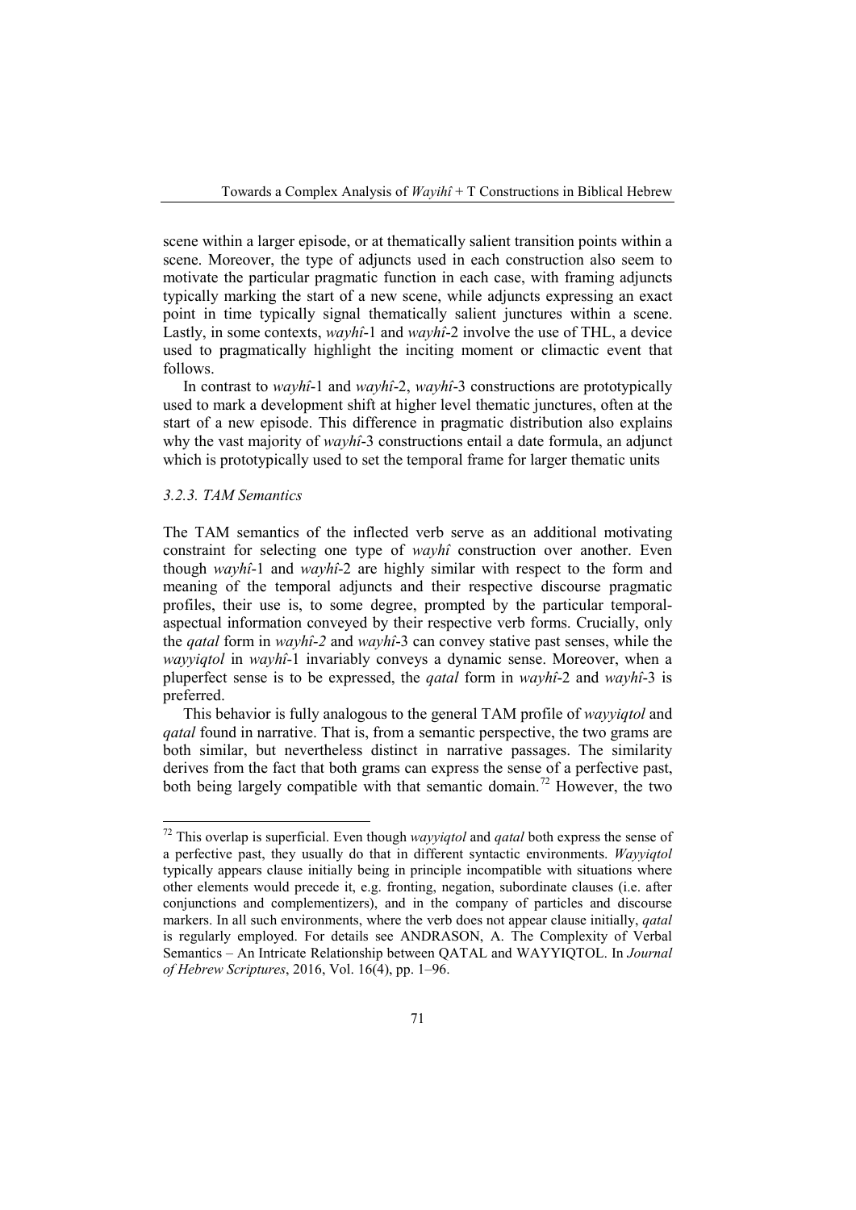scene within a larger episode, or at thematically salient transition points within a scene. Moreover, the type of adjuncts used in each construction also seem to motivate the particular pragmatic function in each case, with framing adjuncts typically marking the start of a new scene, while adjuncts expressing an exact point in time typically signal thematically salient junctures within a scene. Lastly, in some contexts, *wayhî*-1 and *wayhî*-2 involve the use of THL, a device used to pragmatically highlight the inciting moment or climactic event that follows.

In contrast to *wayhî*-1 and *wayhî*-2, *wayhî*-3 constructions are prototypically used to mark a development shift at higher level thematic junctures, often at the start of a new episode. This difference in pragmatic distribution also explains why the vast majority of *wayhî*-3 constructions entail a date formula, an adjunct which is prototypically used to set the temporal frame for larger thematic units

### *3.2.3. TAM Semantics*

The TAM semantics of the inflected verb serve as an additional motivating constraint for selecting one type of *wayhî* construction over another. Even though *wayhî*-1 and *wayhî*-2 are highly similar with respect to the form and meaning of the temporal adjuncts and their respective discourse pragmatic profiles, their use is, to some degree, prompted by the particular temporal-aspectual information conveyed by their respective verb forms. Crucially, only the *qatal* form in *wayhî-2* and *wayhî*-3 can convey stative past senses, while the *wayyiqtol* in *wayhî*-1 invariably conveys a dynamic sense. Moreover, when a pluperfect sense is to be expressed, the *qatal* form in *wayhî*-2 and *wayhî*-3 is preferred.

This behavior is fully analogous to the general TAM profile of *wayyiqtol* and *qatal* found in narrative. That is, from a semantic perspective, the two grams are both similar, but nevertheless distinct in narrative passages. The similarity derives from the fact that both grams can express the sense of a perfective past, both being largely compatible with that semantic domain.[72] However, the two

---

[72] This overlap is superficial. Even though *wayyiqtol* and *qatal* both express the sense of a perfective past, they usually do that in different syntactic environments. *Wayyiqtol* typically appears clause initially being in principle incompatible with situations where other elements would precede it, e.g. fronting, negation, subordinate clauses (i.e. after conjunctions and complementizers), and in the company of particles and discourse markers. In all such environments, where the verb does not appear clause initially, *qatal* is regularly employed. For details see ANDRASON, A. The Complexity of Verbal Semantics – An Intricate Relationship between QATAL and WAYYIQTOL. In *Journal of Hebrew Scriptures*, 2016, Vol. 16(4), pp. 1–96.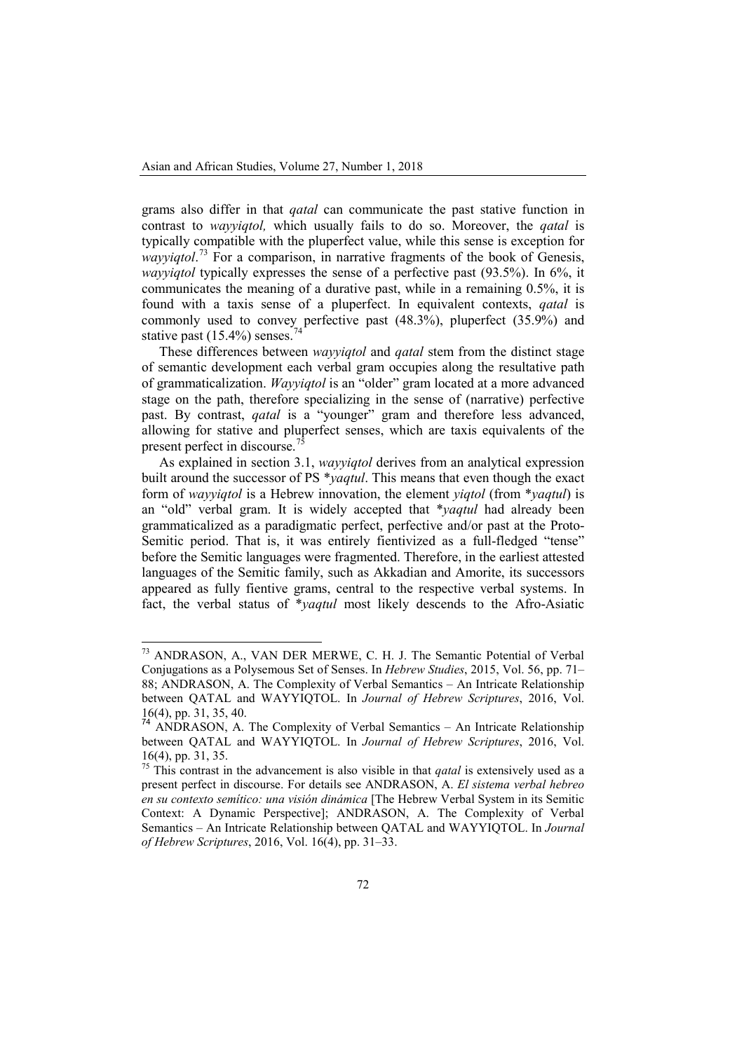grams also differ in that *qatal* can communicate the past stative function in contrast to *wayyiqtol,* which usually fails to do so. Moreover, the *qatal* is typically compatible with the pluperfect value, while this sense is exception for *wayyiqtol*.[73] For a comparison, in narrative fragments of the book of Genesis, *wayyiqtol* typically expresses the sense of a perfective past (93.5%). In 6%, it communicates the meaning of a durative past, while in a remaining 0.5%, it is found with a taxis sense of a pluperfect. In equivalent contexts, *qatal* is commonly used to convey perfective past (48.3%), pluperfect (35.9%) and stative past (15.4%) senses.[74]

These differences between *wayyiqtol* and *qatal* stem from the distinct stage of semantic development each verbal gram occupies along the resultative path of grammaticalization. *Wayyiqtol* is an "older" gram located at a more advanced stage on the path, therefore specializing in the sense of (narrative) perfective past. By contrast, *qatal* is a "younger" gram and therefore less advanced, allowing for stative and pluperfect senses, which are taxis equivalents of the present perfect in discourse.[75]

As explained in section 3.1, *wayyiqtol* derives from an analytical expression built around the successor of PS \**yaqtul*. This means that even though the exact form of *wayyiqtol* is a Hebrew innovation, the element *yiqtol* (from \**yaqtul*) is an "old" verbal gram. It is widely accepted that \**yaqtul* had already been grammaticalized as a paradigmatic perfect, perfective and/or past at the Proto-Semitic period. That is, it was entirely fientivized as a full-fledged "tense" before the Semitic languages were fragmented. Therefore, in the earliest attested languages of the Semitic family, such as Akkadian and Amorite, its successors appeared as fully fientive grams, central to the respective verbal systems. In fact, the verbal status of \**yaqtul* most likely descends to the Afro-Asiatic

---

[73] ANDRASON, A., VAN DER MERWE, C. H. J. The Semantic Potential of Verbal Conjugations as a Polysemous Set of Senses. In *Hebrew Studies*, 2015, Vol. 56, pp. 71–88; ANDRASON, A. The Complexity of Verbal Semantics – An Intricate Relationship between QATAL and WAYYIQTOL. In *Journal of Hebrew Scriptures*, 2016, Vol. 16(4), pp. 31, 35, 40.

[74] ANDRASON, A. The Complexity of Verbal Semantics – An Intricate Relationship between QATAL and WAYYIQTOL. In *Journal of Hebrew Scriptures*, 2016, Vol. 16(4), pp. 31, 35.

[75] This contrast in the advancement is also visible in that *qatal* is extensively used as a present perfect in discourse. For details see ANDRASON, A. *El sistema verbal hebreo en su contexto semítico: una visión dinámica* [The Hebrew Verbal System in its Semitic Context: A Dynamic Perspective]; ANDRASON, A. The Complexity of Verbal Semantics – An Intricate Relationship between QATAL and WAYYIQTOL. In *Journal of Hebrew Scriptures*, 2016, Vol. 16(4), pp. 31–33.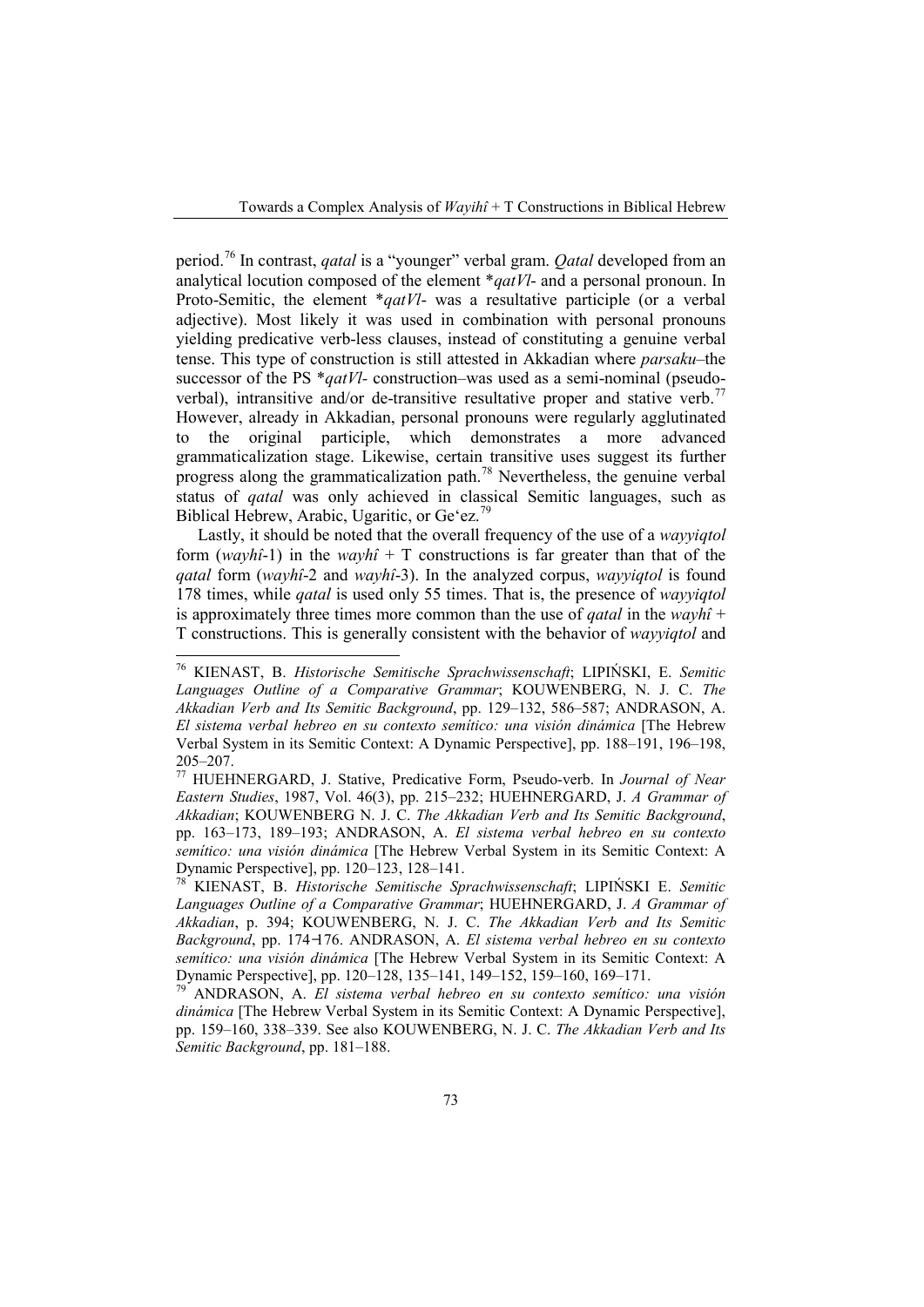period.[76] In contrast, *qatal* is a "younger" verbal gram. *Qatal* developed from an analytical locution composed of the element \**qatVl*- and a personal pronoun. In Proto-Semitic, the element \**qatVl*- was a resultative participle (or a verbal adjective). Most likely it was used in combination with personal pronouns yielding predicative verb-less clauses, instead of constituting a genuine verbal tense. This type of construction is still attested in Akkadian where *parsaku*–the successor of the PS \**qatVl*- construction–was used as a semi-nominal (pseudo-verbal), intransitive and/or de-transitive resultative proper and stative verb.[77] However, already in Akkadian, personal pronouns were regularly agglutinated to the original participle, which demonstrates a more advanced grammaticalization stage. Likewise, certain transitive uses suggest its further progress along the grammaticalization path.[78] Nevertheless, the genuine verbal status of *qatal* was only achieved in classical Semitic languages, such as Biblical Hebrew, Arabic, Ugaritic, or Ge'ez.[79]

Lastly, it should be noted that the overall frequency of the use of a *wayyiqtol* form (*wayhî*-1) in the *wayhî* + T constructions is far greater than that of the *qatal* form (*wayhî*-2 and *wayhî*-3). In the analyzed corpus, *wayyiqtol* is found 178 times, while *qatal* is used only 55 times. That is, the presence of *wayyiqtol* is approximately three times more common than the use of *qatal* in the *wayhî* + T constructions. This is generally consistent with the behavior of *wayyiqtol* and

---

[76] KIENAST, B. *Historische Semitische Sprachwissenschaft*; LIPIŃSKI, E. *Semitic Languages Outline of a Comparative Grammar*; KOUWENBERG, N. J. C. *The Akkadian Verb and Its Semitic Background*, pp. 129–132, 586–587; ANDRASON, A. *El sistema verbal hebreo en su contexto semítico: una visión dinámica* [The Hebrew Verbal System in its Semitic Context: A Dynamic Perspective], pp. 188–191, 196–198, 205–207.

[77] HUEHNERGARD, J. Stative, Predicative Form, Pseudo-verb. In *Journal of Near Eastern Studies*, 1987, Vol. 46(3), pp. 215–232; HUEHNERGARD, J. *A Grammar of Akkadian*; KOUWENBERG N. J. C. *The Akkadian Verb and Its Semitic Background*, pp. 163–173, 189–193; ANDRASON, A. *El sistema verbal hebreo en su contexto semítico: una visión dinámica* [The Hebrew Verbal System in its Semitic Context: A Dynamic Perspective], pp. 120–123, 128–141.

[78] KIENAST, B. *Historische Semitische Sprachwissenschaft*; LIPIŃSKI E. *Semitic Languages Outline of a Comparative Grammar*; HUEHNERGARD, J. *A Grammar of Akkadian*, p. 394; KOUWENBERG, N. J. C. *The Akkadian Verb and Its Semitic Background*, pp. 174–176. ANDRASON, A. *El sistema verbal hebreo en su contexto semítico: una visión dinámica* [The Hebrew Verbal System in its Semitic Context: A Dynamic Perspective], pp. 120–128, 135–141, 149–152, 159–160, 169–171.

[79] ANDRASON, A. *El sistema verbal hebreo en su contexto semítico: una visión dinámica* [The Hebrew Verbal System in its Semitic Context: A Dynamic Perspective], pp. 159–160, 338–339. See also KOUWENBERG, N. J. C. *The Akkadian Verb and Its Semitic Background*, pp. 181–188.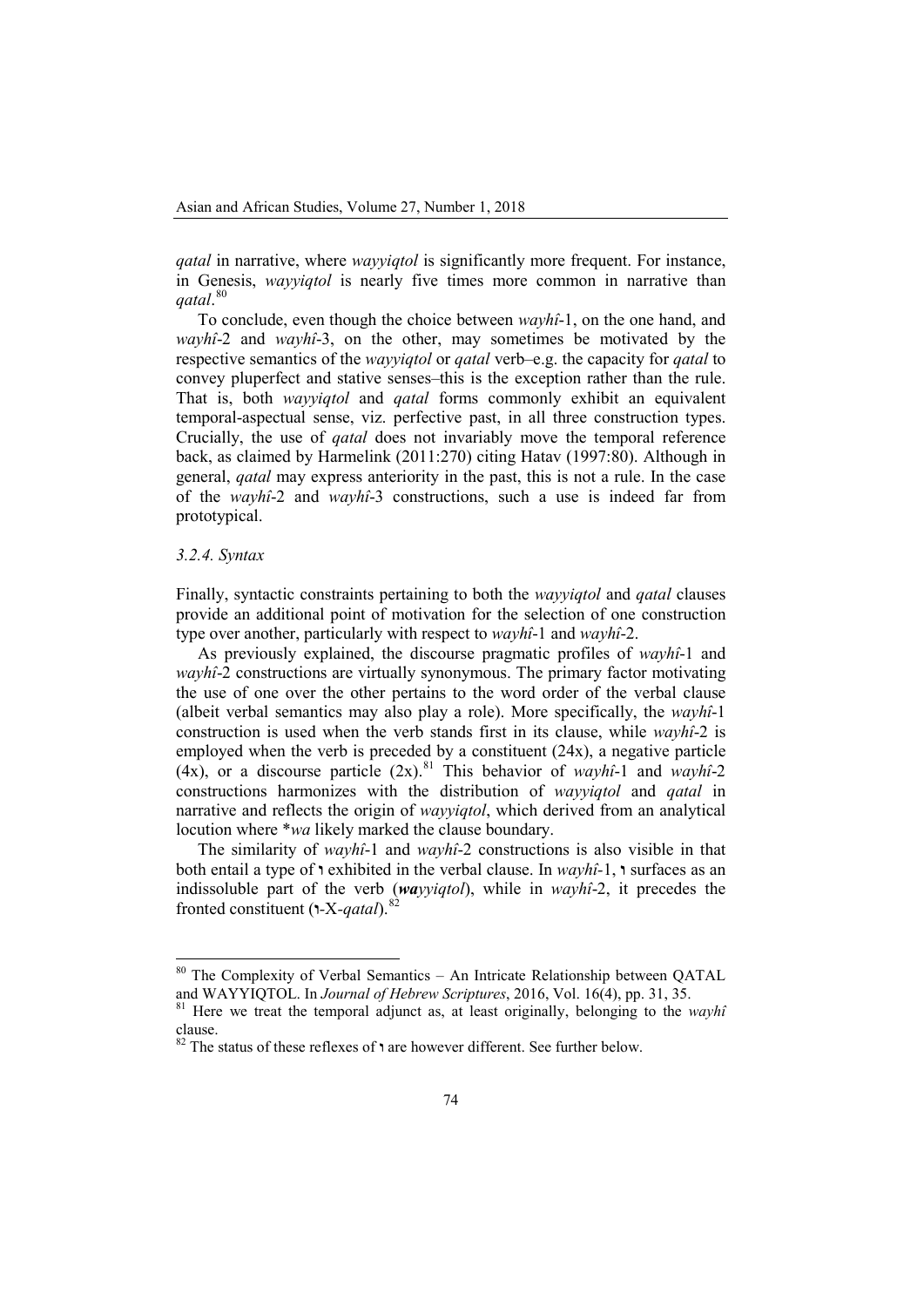*qatal* in narrative, where *wayyiqtol* is significantly more frequent. For instance, in Genesis, *wayyiqtol* is nearly five times more common in narrative than *qatal*.[80]

To conclude, even though the choice between *wayhî*-1, on the one hand, and *wayhî*-2 and *wayhî*-3, on the other, may sometimes be motivated by the respective semantics of the *wayyiqtol* or *qatal* verb–e.g. the capacity for *qatal* to convey pluperfect and stative senses–this is the exception rather than the rule. That is, both *wayyiqtol* and *qatal* forms commonly exhibit an equivalent temporal-aspectual sense, viz. perfective past, in all three construction types. Crucially, the use of *qatal* does not invariably move the temporal reference back, as claimed by Harmelink (2011:270) citing Hatav (1997:80). Although in general, *qatal* may express anteriority in the past, this is not a rule. In the case of the *wayhî*-2 and *wayhî*-3 constructions, such a use is indeed far from prototypical.

### *3.2.4. Syntax*

Finally, syntactic constraints pertaining to both the *wayyiqtol* and *qatal* clauses provide an additional point of motivation for the selection of one construction type over another, particularly with respect to *wayhî*-1 and *wayhî*-2.

As previously explained, the discourse pragmatic profiles of *wayhî*-1 and *wayhî*-2 constructions are virtually synonymous. The primary factor motivating the use of one over the other pertains to the word order of the verbal clause (albeit verbal semantics may also play a role). More specifically, the *wayhî*-1 construction is used when the verb stands first in its clause, while *wayhî*-2 is employed when the verb is preceded by a constituent (24x), a negative particle (4x), or a discourse particle (2x).[81] This behavior of *wayhî*-1 and *wayhî*-2 constructions harmonizes with the distribution of *wayyiqtol* and *qatal* in narrative and reflects the origin of *wayyiqtol*, which derived from an analytical locution where \**wa* likely marked the clause boundary.

The similarity of *wayhî*-1 and *wayhî*-2 constructions is also visible in that both entail a type of ו exhibited in the verbal clause. In *wayhî*-1, ו surfaces as an indissoluble part of the verb (***wa****yyiqtol*), while in *wayhî*-2, it precedes the fronted constituent (ו-X-*qatal*).[82]

---

[80] The Complexity of Verbal Semantics – An Intricate Relationship between QATAL and WAYYIQTOL. In *Journal of Hebrew Scriptures*, 2016, Vol. 16(4), pp. 31, 35.

[81] Here we treat the temporal adjunct as, at least originally, belonging to the *wayhî* clause.

[82] The status of these reflexes of ו are however different. See further below.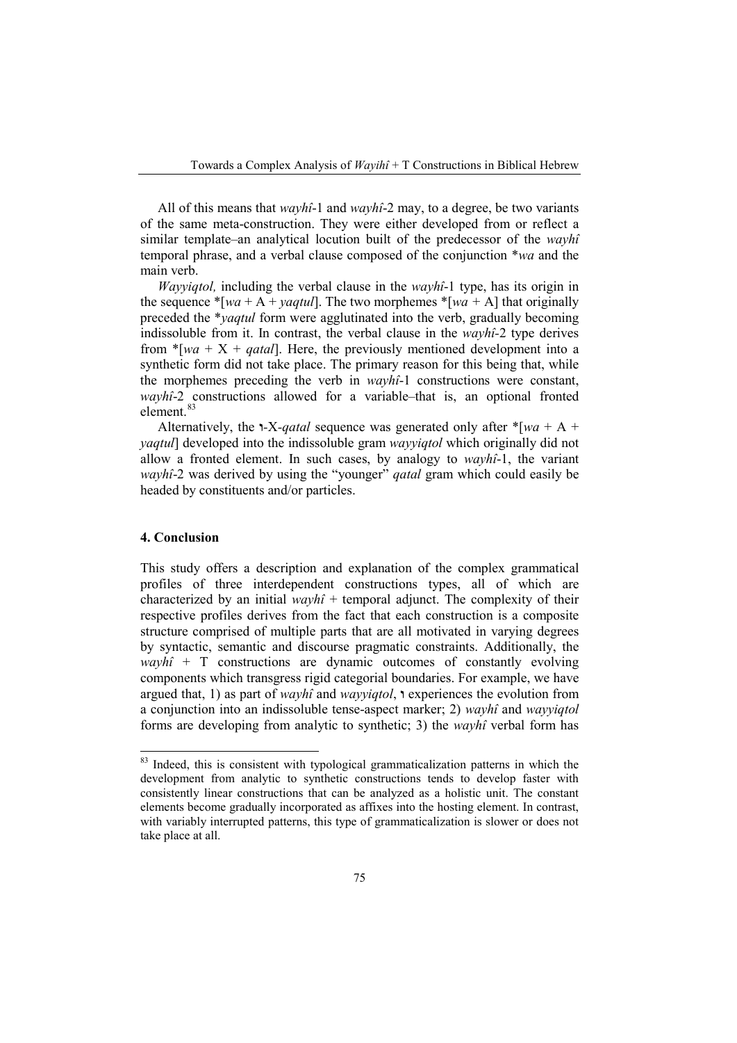All of this means that *wayhî*-1 and *wayhî*-2 may, to a degree, be two variants of the same meta-construction. They were either developed from or reflect a similar template–an analytical locution built of the predecessor of the *wayhî* temporal phrase, and a verbal clause composed of the conjunction **wa* and the main verb.

*Wayyiqtol,* including the verbal clause in the *wayhî*-1 type, has its origin in the sequence *[*wa* + A + *yaqtul*]. The two morphemes *[*wa* + A] that originally preceded the **yaqtul* form were agglutinated into the verb, gradually becoming indissoluble from it. In contrast, the verbal clause in the *wayhî*-2 type derives from *[*wa* + X + *qatal*]. Here, the previously mentioned development into a synthetic form did not take place. The primary reason for this being that, while the morphemes preceding the verb in *wayhî*-1 constructions were constant, *wayhî*-2 constructions allowed for a variable–that is, an optional fronted element.[83]

Alternatively, the ו-X-*qatal* sequence was generated only after *[*wa* + A + *yaqtul*] developed into the indissoluble gram *wayyiqtol* which originally did not allow a fronted element. In such cases, by analogy to *wayhî*-1, the variant *wayhî*-2 was derived by using the "younger" *qatal* gram which could easily be headed by constituents and/or particles.

## 4. Conclusion

This study offers a description and explanation of the complex grammatical profiles of three interdependent constructions types, all of which are characterized by an initial *wayhî* + temporal adjunct. The complexity of their respective profiles derives from the fact that each construction is a composite structure comprised of multiple parts that are all motivated in varying degrees by syntactic, semantic and discourse pragmatic constraints. Additionally, the *wayhî* + T constructions are dynamic outcomes of constantly evolving components which transgress rigid categorial boundaries. For example, we have argued that, 1) as part of *wayhî* and *wayyiqtol*, ו experiences the evolution from a conjunction into an indissoluble tense-aspect marker; 2) *wayhî* and *wayyiqtol* forms are developing from analytic to synthetic; 3) the *wayhî* verbal form has

---

[83] Indeed, this is consistent with typological grammaticalization patterns in which the development from analytic to synthetic constructions tends to develop faster with consistently linear constructions that can be analyzed as a holistic unit. The constant elements become gradually incorporated as affixes into the hosting element. In contrast, with variably interrupted patterns, this type of grammaticalization is slower or does not take place at all.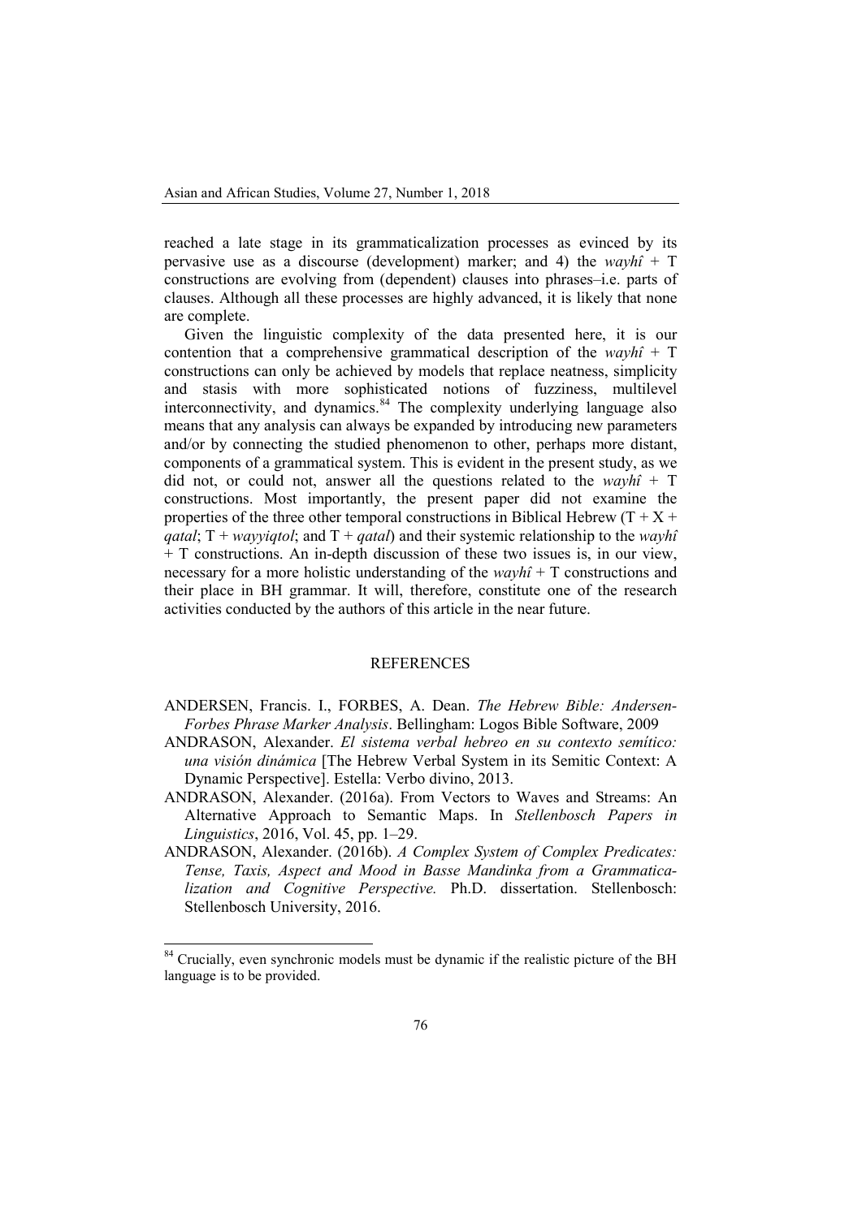reached a late stage in its grammaticalization processes as evinced by its pervasive use as a discourse (development) marker; and 4) the *wayhî* + T constructions are evolving from (dependent) clauses into phrases–i.e. parts of clauses. Although all these processes are highly advanced, it is likely that none are complete.

Given the linguistic complexity of the data presented here, it is our contention that a comprehensive grammatical description of the *wayhî* + T constructions can only be achieved by models that replace neatness, simplicity and stasis with more sophisticated notions of fuzziness, multilevel interconnectivity, and dynamics.[84] The complexity underlying language also means that any analysis can always be expanded by introducing new parameters and/or by connecting the studied phenomenon to other, perhaps more distant, components of a grammatical system. This is evident in the present study, as we did not, or could not, answer all the questions related to the *wayhî* + T constructions. Most importantly, the present paper did not examine the properties of the three other temporal constructions in Biblical Hebrew (T + X + *qatal*; T + *wayyiqtol*; and T + *qatal*) and their systemic relationship to the *wayhî* + T constructions. An in-depth discussion of these two issues is, in our view, necessary for a more holistic understanding of the *wayhî* + T constructions and their place in BH grammar. It will, therefore, constitute one of the research activities conducted by the authors of this article in the near future.

## REFERENCES

ANDERSEN, Francis. I., FORBES, A. Dean. *The Hebrew Bible: Andersen-Forbes Phrase Marker Analysis*. Bellingham: Logos Bible Software, 2009

ANDRASON, Alexander. *El sistema verbal hebreo en su contexto semítico: una visión dinámica* [The Hebrew Verbal System in its Semitic Context: A Dynamic Perspective]. Estella: Verbo divino, 2013.

ANDRASON, Alexander. (2016a). From Vectors to Waves and Streams: An Alternative Approach to Semantic Maps. In *Stellenbosch Papers in Linguistics*, 2016, Vol. 45, pp. 1–29.

ANDRASON, Alexander. (2016b). *A Complex System of Complex Predicates: Tense, Taxis, Aspect and Mood in Basse Mandinka from a Grammaticalization and Cognitive Perspective.* Ph.D. dissertation. Stellenbosch: Stellenbosch University, 2016.

---

[84] Crucially, even synchronic models must be dynamic if the realistic picture of the BH language is to be provided.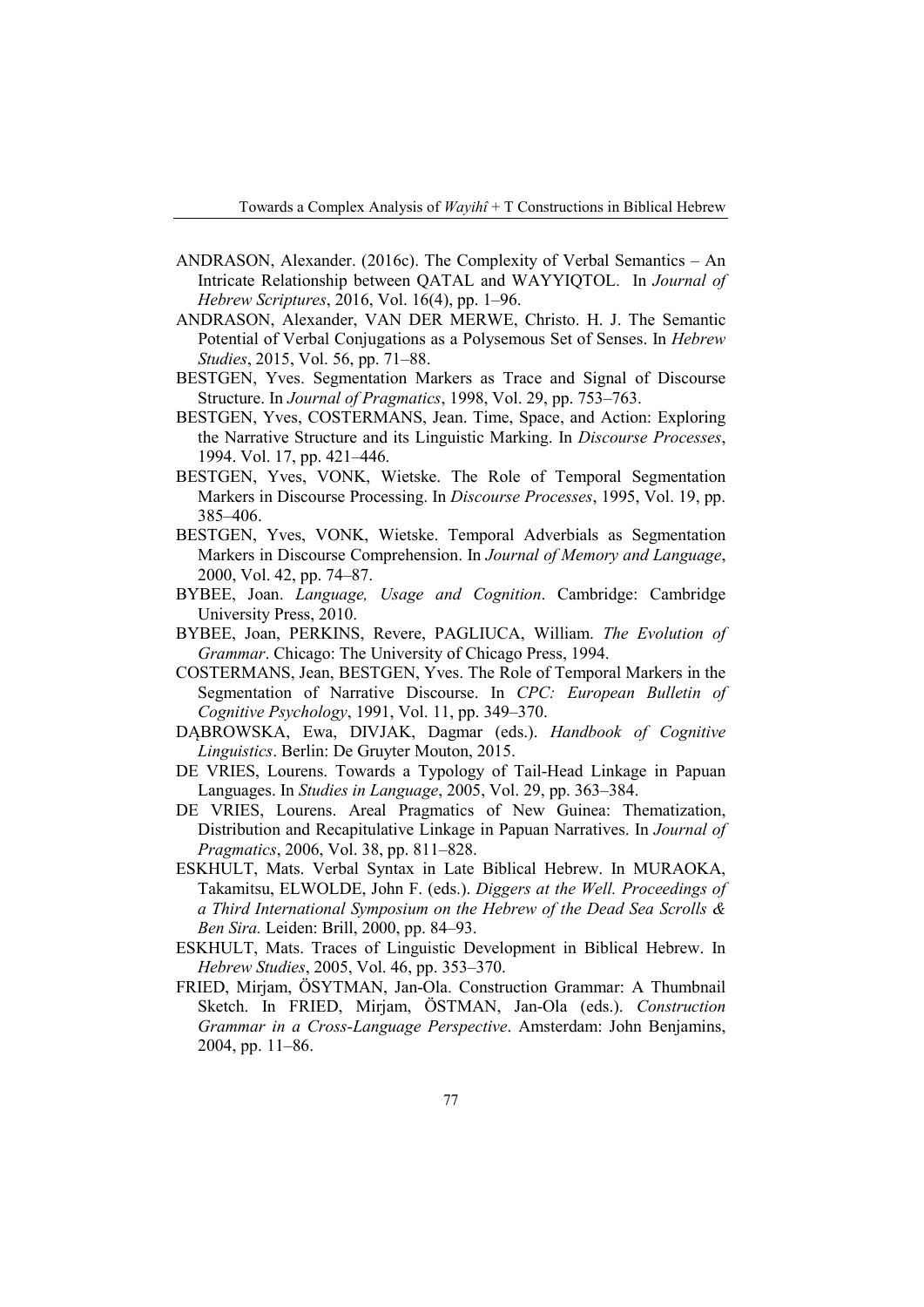ANDRASON, Alexander. (2016c). The Complexity of Verbal Semantics – An Intricate Relationship between QATAL and WAYYIQTOL. In *Journal of Hebrew Scriptures*, 2016, Vol. 16(4), pp. 1–96.

ANDRASON, Alexander, VAN DER MERWE, Christo. H. J. The Semantic Potential of Verbal Conjugations as a Polysemous Set of Senses. In *Hebrew Studies*, 2015, Vol. 56, pp. 71–88.

BESTGEN, Yves. Segmentation Markers as Trace and Signal of Discourse Structure. In *Journal of Pragmatics*, 1998, Vol. 29, pp. 753–763.

BESTGEN, Yves, COSTERMANS, Jean. Time, Space, and Action: Exploring the Narrative Structure and its Linguistic Marking. In *Discourse Processes*, 1994. Vol. 17, pp. 421–446.

BESTGEN, Yves, VONK, Wietske. The Role of Temporal Segmentation Markers in Discourse Processing. In *Discourse Processes*, 1995, Vol. 19, pp. 385–406.

BESTGEN, Yves, VONK, Wietske. Temporal Adverbials as Segmentation Markers in Discourse Comprehension. In *Journal of Memory and Language*, 2000, Vol. 42, pp. 74–87.

BYBEE, Joan. *Language, Usage and Cognition*. Cambridge: Cambridge University Press, 2010.

BYBEE, Joan, PERKINS, Revere, PAGLIUCA, William. *The Evolution of Grammar*. Chicago: The University of Chicago Press, 1994.

COSTERMANS, Jean, BESTGEN, Yves. The Role of Temporal Markers in the Segmentation of Narrative Discourse. In *CPC: European Bulletin of Cognitive Psychology*, 1991, Vol. 11, pp. 349–370.

DĄBROWSKA, Ewa, DIVJAK, Dagmar (eds.). *Handbook of Cognitive Linguistics*. Berlin: De Gruyter Mouton, 2015.

DE VRIES, Lourens. Towards a Typology of Tail-Head Linkage in Papuan Languages. In *Studies in Language*, 2005, Vol. 29, pp. 363–384.

DE VRIES, Lourens. Areal Pragmatics of New Guinea: Thematization, Distribution and Recapitulative Linkage in Papuan Narratives. In *Journal of Pragmatics*, 2006, Vol. 38, pp. 811–828.

ESKHULT, Mats. Verbal Syntax in Late Biblical Hebrew. In MURAOKA, Takamitsu, ELWOLDE, John F. (eds.). *Diggers at the Well. Proceedings of a Third International Symposium on the Hebrew of the Dead Sea Scrolls & Ben Sira.* Leiden: Brill, 2000, pp. 84–93.

ESKHULT, Mats. Traces of Linguistic Development in Biblical Hebrew. In *Hebrew Studies*, 2005, Vol. 46, pp. 353–370.

FRIED, Mirjam, ÖSYTMAN, Jan-Ola. Construction Grammar: A Thumbnail Sketch. In FRIED, Mirjam, ÖSTMAN, Jan-Ola (eds.). *Construction Grammar in a Cross-Language Perspective*. Amsterdam: John Benjamins, 2004, pp. 11–86.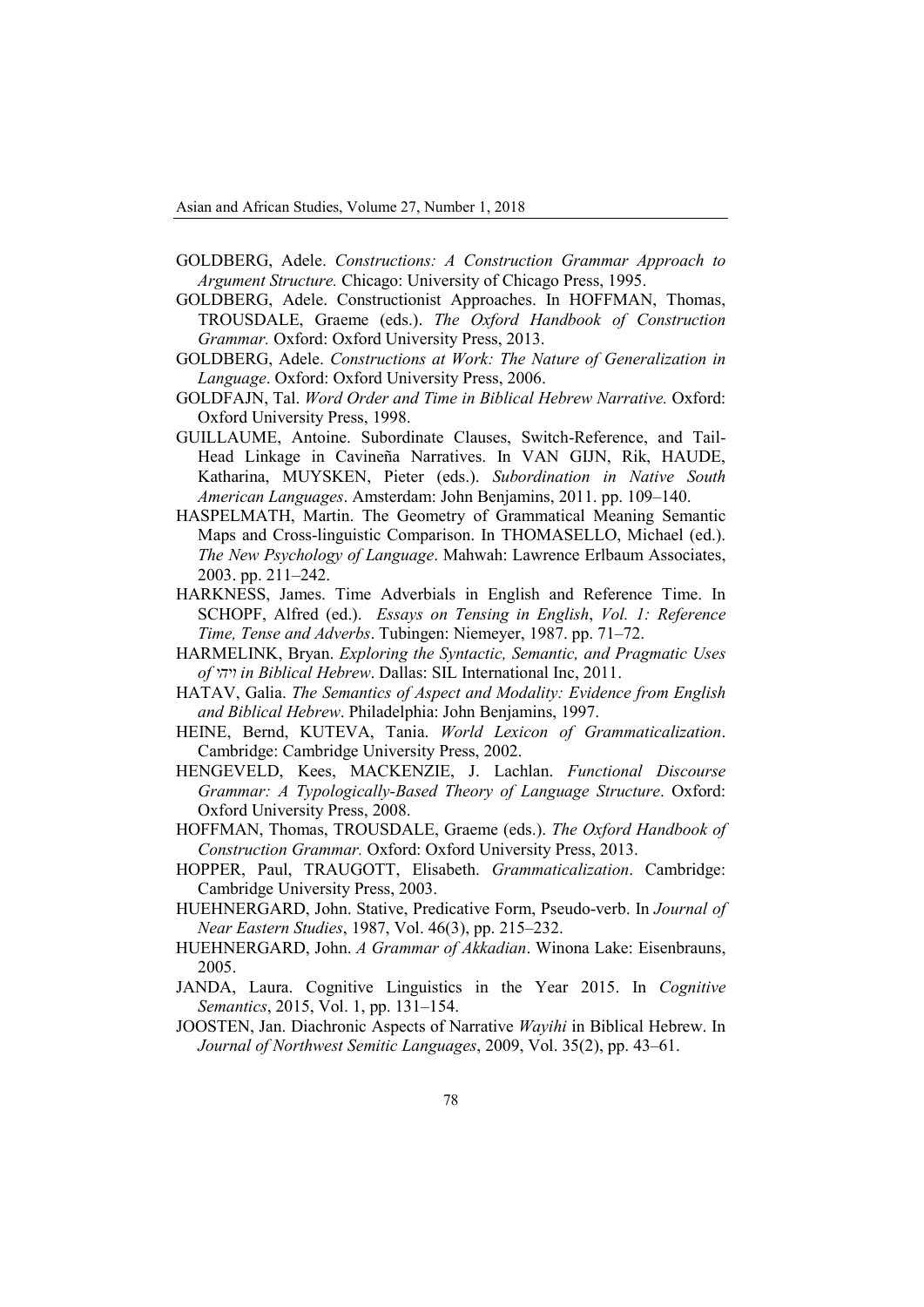GOLDBERG, Adele. *Constructions: A Construction Grammar Approach to Argument Structure.* Chicago: University of Chicago Press, 1995.

GOLDBERG, Adele. Constructionist Approaches. In HOFFMAN, Thomas, TROUSDALE, Graeme (eds.). *The Oxford Handbook of Construction Grammar.* Oxford: Oxford University Press, 2013.

GOLDBERG, Adele. *Constructions at Work: The Nature of Generalization in Language*. Oxford: Oxford University Press, 2006.

GOLDFAJN, Tal. *Word Order and Time in Biblical Hebrew Narrative.* Oxford: Oxford University Press, 1998.

GUILLAUME, Antoine. Subordinate Clauses, Switch-Reference, and Tail-Head Linkage in Cavineña Narratives. In VAN GIJN, Rik, HAUDE, Katharina, MUYSKEN, Pieter (eds.). *Subordination in Native South American Languages*. Amsterdam: John Benjamins, 2011. pp. 109–140.

HASPELMATH, Martin. The Geometry of Grammatical Meaning Semantic Maps and Cross-linguistic Comparison. In THOMASELLO, Michael (ed.). *The New Psychology of Language*. Mahwah: Lawrence Erlbaum Associates, 2003. pp. 211–242.

HARKNESS, James. Time Adverbials in English and Reference Time. In SCHOPF, Alfred (ed.). *Essays on Tensing in English*, *Vol. 1: Reference Time, Tense and Adverbs*. Tubingen: Niemeyer, 1987. pp. 71–72.

HARMELINK, Bryan. *Exploring the Syntactic, Semantic, and Pragmatic Uses of* ויהי *in Biblical Hebrew*. Dallas: SIL International Inc, 2011.

HATAV, Galia. *The Semantics of Aspect and Modality: Evidence from English and Biblical Hebrew*. Philadelphia: John Benjamins, 1997.

HEINE, Bernd, KUTEVA, Tania. *World Lexicon of Grammaticalization*. Cambridge: Cambridge University Press, 2002.

HENGEVELD, Kees, MACKENZIE, J. Lachlan. *Functional Discourse Grammar: A Typologically-Based Theory of Language Structure*. Oxford: Oxford University Press, 2008.

HOFFMAN, Thomas, TROUSDALE, Graeme (eds.). *The Oxford Handbook of Construction Grammar.* Oxford: Oxford University Press, 2013.

HOPPER, Paul, TRAUGOTT, Elisabeth. *Grammaticalization*. Cambridge: Cambridge University Press, 2003.

HUEHNERGARD, John. Stative, Predicative Form, Pseudo-verb. In *Journal of Near Eastern Studies*, 1987, Vol. 46(3), pp. 215–232.

HUEHNERGARD, John. *A Grammar of Akkadian*. Winona Lake: Eisenbrauns, 2005.

JANDA, Laura. Cognitive Linguistics in the Year 2015. In *Cognitive Semantics*, 2015, Vol. 1, pp. 131–154.

JOOSTEN, Jan. Diachronic Aspects of Narrative *Wayihi* in Biblical Hebrew. In *Journal of Northwest Semitic Languages*, 2009, Vol. 35(2), pp. 43–61.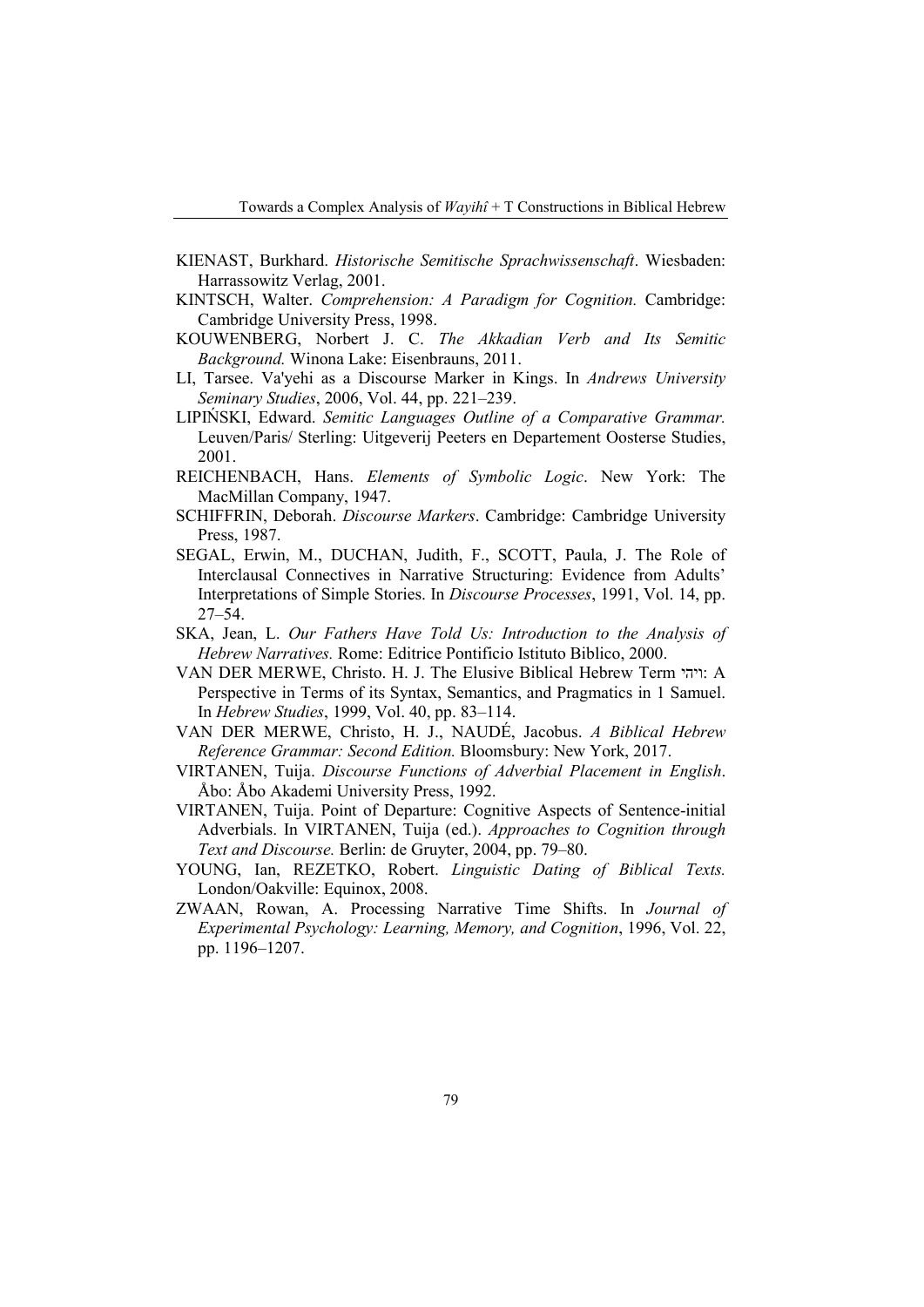KIENAST, Burkhard. *Historische Semitische Sprachwissenschaft*. Wiesbaden: Harrassowitz Verlag, 2001.

KINTSCH, Walter. *Comprehension: A Paradigm for Cognition.* Cambridge: Cambridge University Press, 1998.

KOUWENBERG, Norbert J. C. *The Akkadian Verb and Its Semitic Background.* Winona Lake: Eisenbrauns, 2011.

LI, Tarsee. Va'yehi as a Discourse Marker in Kings. In *Andrews University Seminary Studies*, 2006, Vol. 44, pp. 221–239.

LIPIŃSKI, Edward. *Semitic Languages Outline of a Comparative Grammar.* Leuven/Paris/ Sterling: Uitgeverij Peeters en Departement Oosterse Studies, 2001.

REICHENBACH, Hans. *Elements of Symbolic Logic*. New York: The MacMillan Company, 1947.

SCHIFFRIN, Deborah. *Discourse Markers*. Cambridge: Cambridge University Press, 1987.

SEGAL, Erwin, M., DUCHAN, Judith, F., SCOTT, Paula, J. The Role of Interclausal Connectives in Narrative Structuring: Evidence from Adults' Interpretations of Simple Stories. In *Discourse Processes*, 1991, Vol. 14, pp. 27–54.

SKA, Jean, L. *Our Fathers Have Told Us: Introduction to the Analysis of Hebrew Narratives.* Rome: Editrice Pontificio Istituto Biblico, 2000.

VAN DER MERWE, Christo. H. J. The Elusive Biblical Hebrew Term ויהי: A Perspective in Terms of its Syntax, Semantics, and Pragmatics in 1 Samuel. In *Hebrew Studies*, 1999, Vol. 40, pp. 83–114.

VAN DER MERWE, Christo, H. J., NAUDÉ, Jacobus. *A Biblical Hebrew Reference Grammar: Second Edition.* Bloomsbury: New York, 2017.

VIRTANEN, Tuija. *Discourse Functions of Adverbial Placement in English*. Åbo: Åbo Akademi University Press, 1992.

VIRTANEN, Tuija. Point of Departure: Cognitive Aspects of Sentence-initial Adverbials. In VIRTANEN, Tuija (ed.). *Approaches to Cognition through Text and Discourse.* Berlin: de Gruyter, 2004, pp. 79–80.

YOUNG, Ian, REZETKO, Robert. *Linguistic Dating of Biblical Texts.* London/Oakville: Equinox, 2008.

ZWAAN, Rowan, A. Processing Narrative Time Shifts. In *Journal of Experimental Psychology: Learning, Memory, and Cognition*, 1996, Vol. 22, pp. 1196–1207.